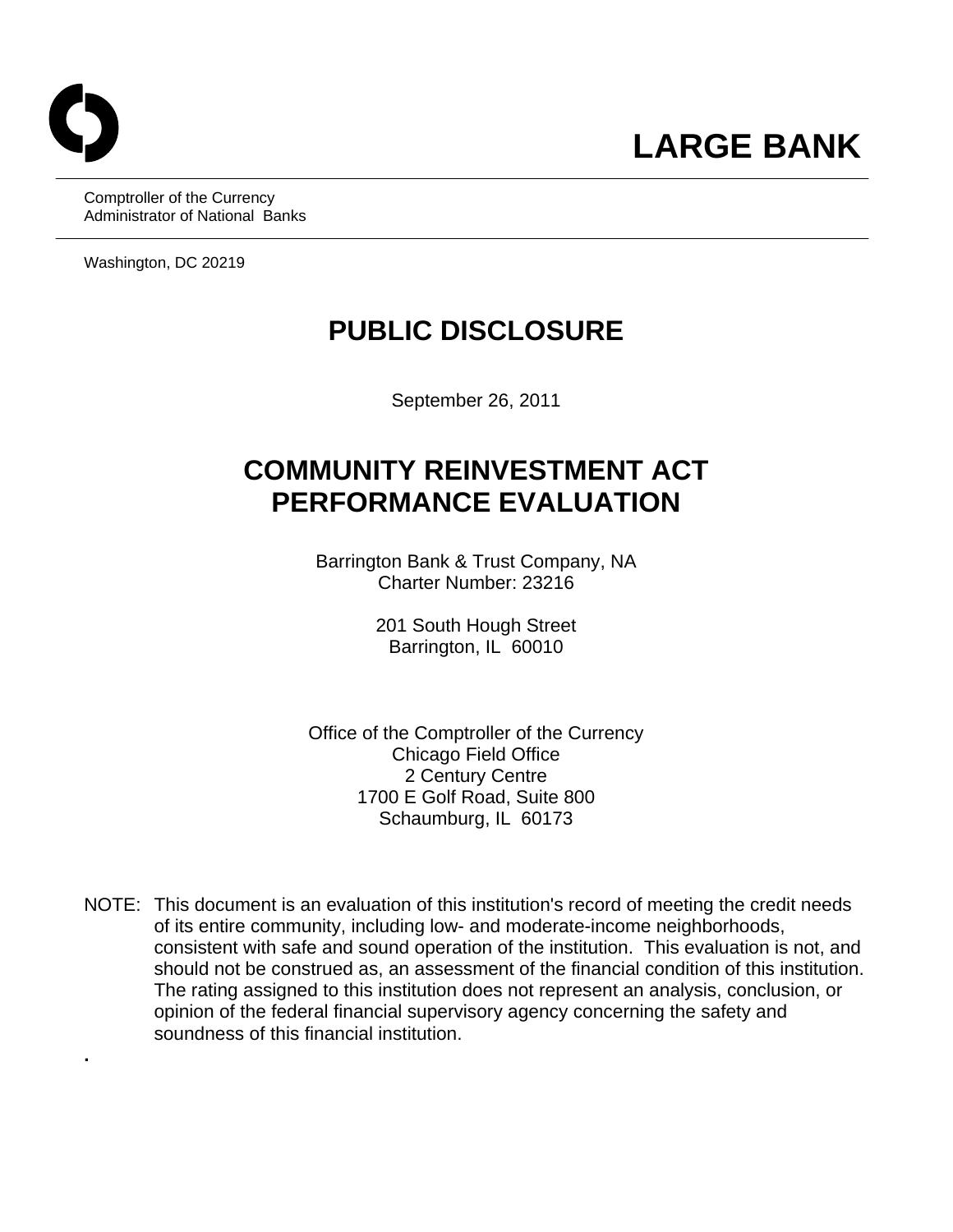# LARGE BANK

Comptroller of the Currency
Administrator of National Banks

Washington, DC 20219

# PUBLIC DISCLOSURE

September 26, 2011

# COMMUNITY REINVESTMENT ACT PERFORMANCE EVALUATION

Barrington Bank & Trust Company, NA
Charter Number: 23216

201 South Hough Street
Barrington, IL 60010

Office of the Comptroller of the Currency
Chicago Field Office
2 Century Centre
1700 E Golf Road, Suite 800
Schaumburg, IL 60173

NOTE: This document is an evaluation of this institution's record of meeting the credit needs of its entire community, including low- and moderate-income neighborhoods, consistent with safe and sound operation of the institution. This evaluation is not, and should not be construed as, an assessment of the financial condition of this institution. The rating assigned to this institution does not represent an analysis, conclusion, or opinion of the federal financial supervisory agency concerning the safety and soundness of this financial institution.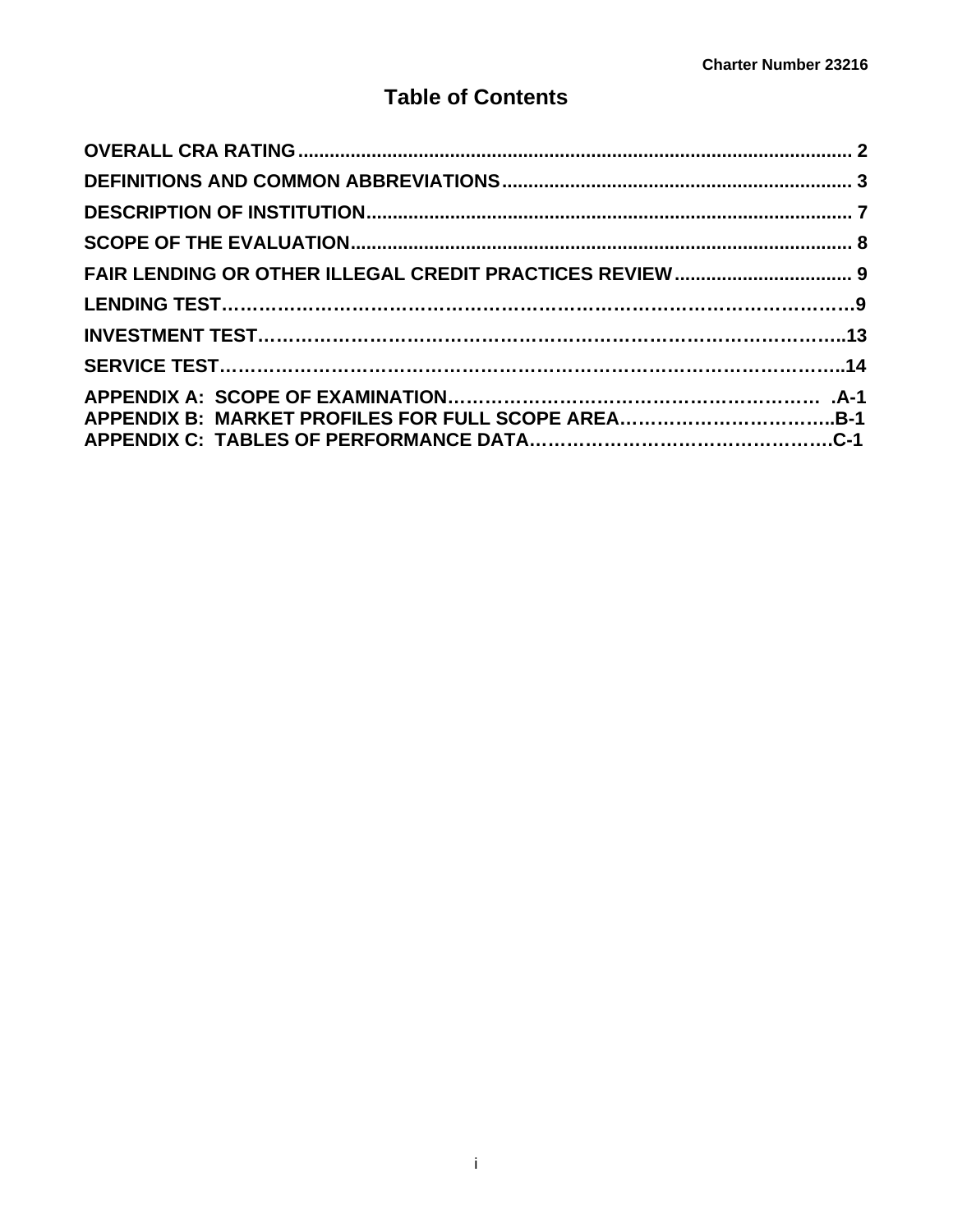# Table of Contents

**OVERALL CRA RATING** .......................................................................................................... 2

**DEFINITIONS AND COMMON ABBREVIATIONS** ................................................................... 3

**DESCRIPTION OF INSTITUTION** ............................................................................................ 7

**SCOPE OF THE EVALUATION** ............................................................................................... 8

**FAIR LENDING OR OTHER ILLEGAL CREDIT PRACTICES REVIEW** .................................. 9

**LENDING TEST**……………………………………………………………………………………9

**INVESTMENT TEST**……………………………………………………………………………..13

**SERVICE TEST**…………………………………………………………………………………..14

**APPENDIX A: SCOPE OF EXAMINATION**……………………………………………………  .A-1
**APPENDIX B: MARKET PROFILES FOR FULL SCOPE AREA**……………………………..B-1
**APPENDIX C: TABLES OF PERFORMANCE DATA**………………………………………….C-1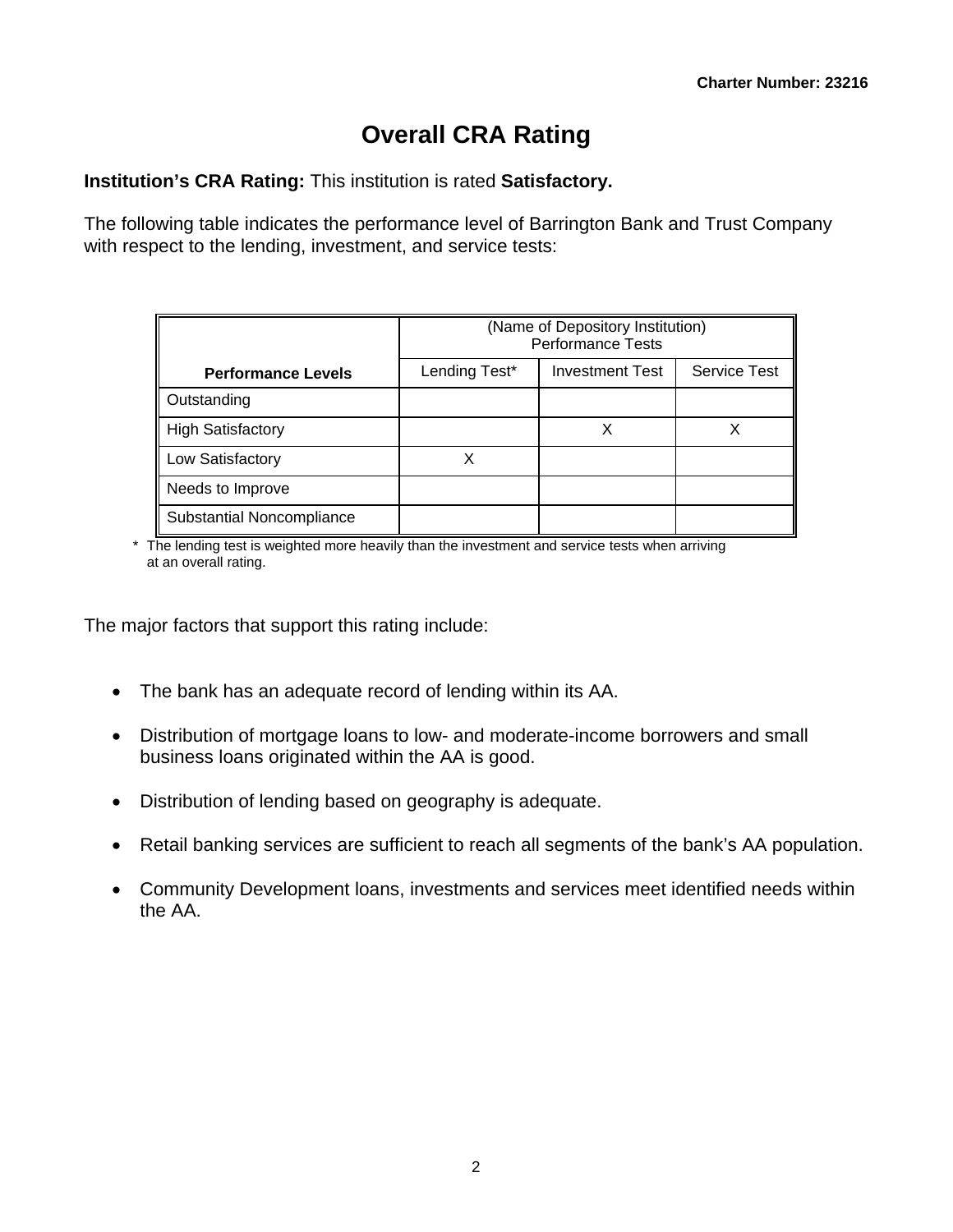# Overall CRA Rating

**Institution's CRA Rating:** This institution is rated **Satisfactory.**

The following table indicates the performance level of Barrington Bank and Trust Company with respect to the lending, investment, and service tests:

| | (Name of Depository Institution) Performance Tests | | |
|---|---|---|---|
| **Performance Levels** | Lending Test* | Investment Test | Service Test |
| Outstanding | | | |
| High Satisfactory | | X | X |
| Low Satisfactory | X | | |
| Needs to Improve | | | |
| Substantial Noncompliance | | | |

\* The lending test is weighted more heavily than the investment and service tests when arriving at an overall rating.

The major factors that support this rating include:

- The bank has an adequate record of lending within its AA.
- Distribution of mortgage loans to low- and moderate-income borrowers and small business loans originated within the AA is good.
- Distribution of lending based on geography is adequate.
- Retail banking services are sufficient to reach all segments of the bank's AA population.
- Community Development loans, investments and services meet identified needs within the AA.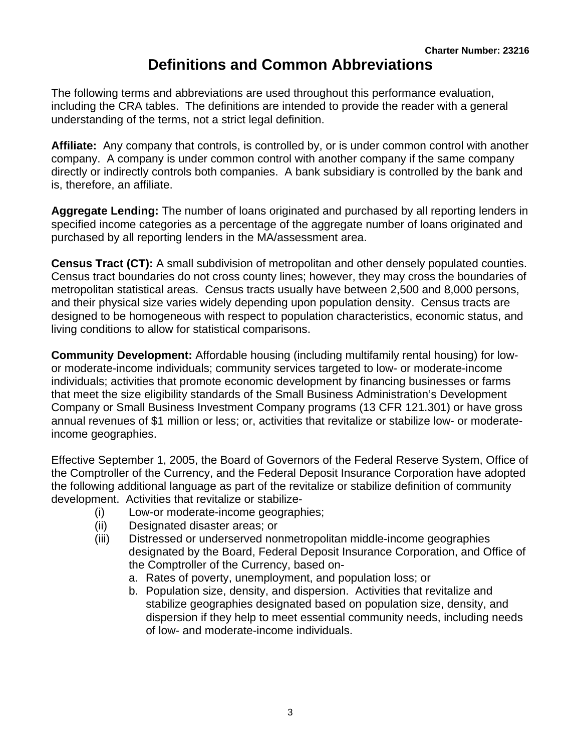# Definitions and Common Abbreviations

The following terms and abbreviations are used throughout this performance evaluation, including the CRA tables. The definitions are intended to provide the reader with a general understanding of the terms, not a strict legal definition.

**Affiliate:** Any company that controls, is controlled by, or is under common control with another company. A company is under common control with another company if the same company directly or indirectly controls both companies. A bank subsidiary is controlled by the bank and is, therefore, an affiliate.

**Aggregate Lending:** The number of loans originated and purchased by all reporting lenders in specified income categories as a percentage of the aggregate number of loans originated and purchased by all reporting lenders in the MA/assessment area.

**Census Tract (CT):** A small subdivision of metropolitan and other densely populated counties. Census tract boundaries do not cross county lines; however, they may cross the boundaries of metropolitan statistical areas. Census tracts usually have between 2,500 and 8,000 persons, and their physical size varies widely depending upon population density. Census tracts are designed to be homogeneous with respect to population characteristics, economic status, and living conditions to allow for statistical comparisons.

**Community Development:** Affordable housing (including multifamily rental housing) for low- or moderate-income individuals; community services targeted to low- or moderate-income individuals; activities that promote economic development by financing businesses or farms that meet the size eligibility standards of the Small Business Administration's Development Company or Small Business Investment Company programs (13 CFR 121.301) or have gross annual revenues of $1 million or less; or, activities that revitalize or stabilize low- or moderate-income geographies.

Effective September 1, 2005, the Board of Governors of the Federal Reserve System, Office of the Comptroller of the Currency, and the Federal Deposit Insurance Corporation have adopted the following additional language as part of the revitalize or stabilize definition of community development. Activities that revitalize or stabilize-

(i) Low-or moderate-income geographies;

(ii) Designated disaster areas; or

(iii) Distressed or underserved nonmetropolitan middle-income geographies designated by the Board, Federal Deposit Insurance Corporation, and Office of the Comptroller of the Currency, based on-

  a. Rates of poverty, unemployment, and population loss; or
  b. Population size, density, and dispersion. Activities that revitalize and stabilize geographies designated based on population size, density, and dispersion if they help to meet essential community needs, including needs of low- and moderate-income individuals.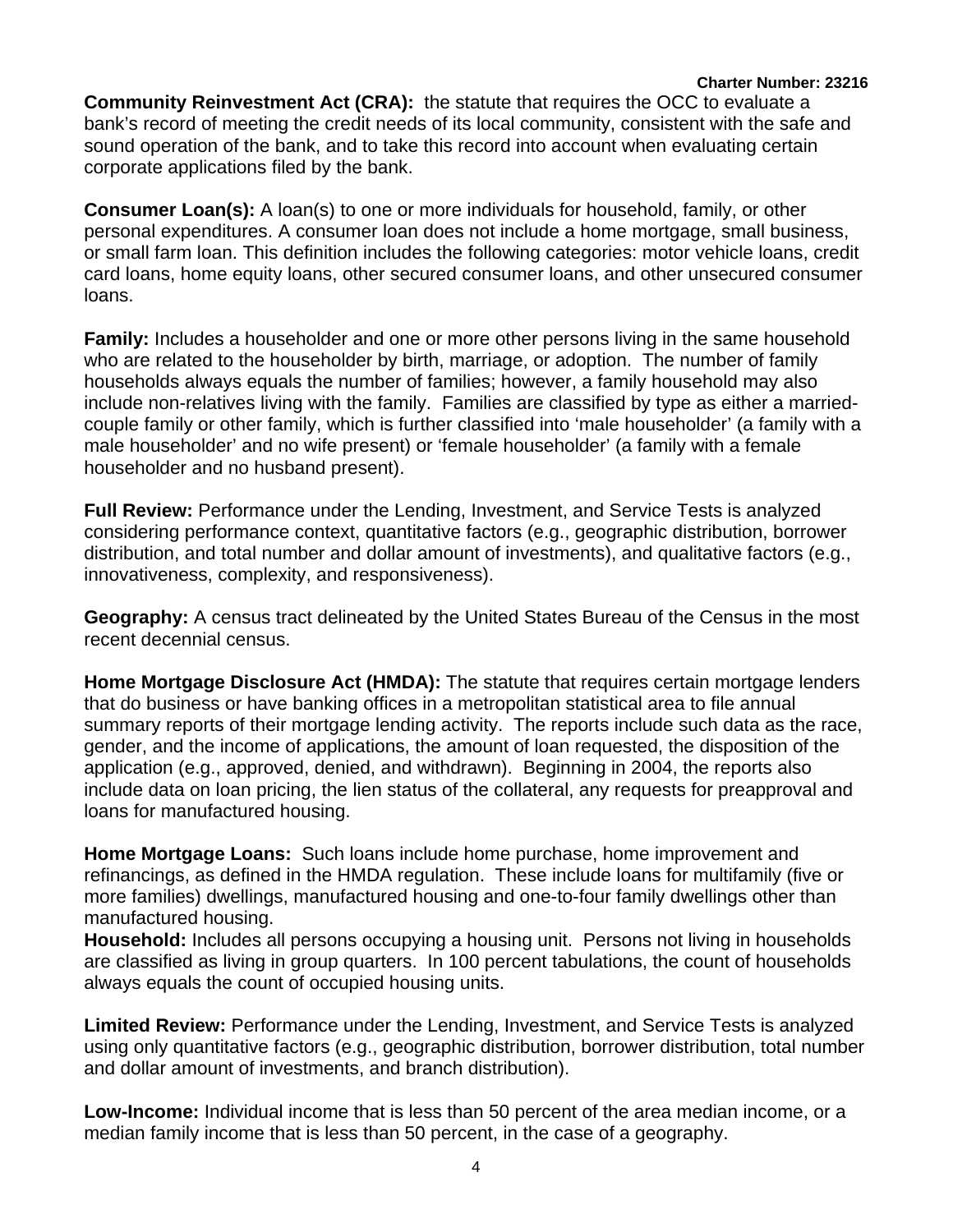**Community Reinvestment Act (CRA):** the statute that requires the OCC to evaluate a bank's record of meeting the credit needs of its local community, consistent with the safe and sound operation of the bank, and to take this record into account when evaluating certain corporate applications filed by the bank.

**Consumer Loan(s):** A loan(s) to one or more individuals for household, family, or other personal expenditures. A consumer loan does not include a home mortgage, small business, or small farm loan. This definition includes the following categories: motor vehicle loans, credit card loans, home equity loans, other secured consumer loans, and other unsecured consumer loans.

**Family:** Includes a householder and one or more other persons living in the same household who are related to the householder by birth, marriage, or adoption. The number of family households always equals the number of families; however, a family household may also include non-relatives living with the family. Families are classified by type as either a married-couple family or other family, which is further classified into 'male householder' (a family with a male householder' and no wife present) or 'female householder' (a family with a female householder and no husband present).

**Full Review:** Performance under the Lending, Investment, and Service Tests is analyzed considering performance context, quantitative factors (e.g., geographic distribution, borrower distribution, and total number and dollar amount of investments), and qualitative factors (e.g., innovativeness, complexity, and responsiveness).

**Geography:** A census tract delineated by the United States Bureau of the Census in the most recent decennial census.

**Home Mortgage Disclosure Act (HMDA):** The statute that requires certain mortgage lenders that do business or have banking offices in a metropolitan statistical area to file annual summary reports of their mortgage lending activity. The reports include such data as the race, gender, and the income of applications, the amount of loan requested, the disposition of the application (e.g., approved, denied, and withdrawn). Beginning in 2004, the reports also include data on loan pricing, the lien status of the collateral, any requests for preapproval and loans for manufactured housing.

**Home Mortgage Loans:** Such loans include home purchase, home improvement and refinancings, as defined in the HMDA regulation. These include loans for multifamily (five or more families) dwellings, manufactured housing and one-to-four family dwellings other than manufactured housing.

**Household:** Includes all persons occupying a housing unit. Persons not living in households are classified as living in group quarters. In 100 percent tabulations, the count of households always equals the count of occupied housing units.

**Limited Review:** Performance under the Lending, Investment, and Service Tests is analyzed using only quantitative factors (e.g., geographic distribution, borrower distribution, total number and dollar amount of investments, and branch distribution).

**Low-Income:** Individual income that is less than 50 percent of the area median income, or a median family income that is less than 50 percent, in the case of a geography.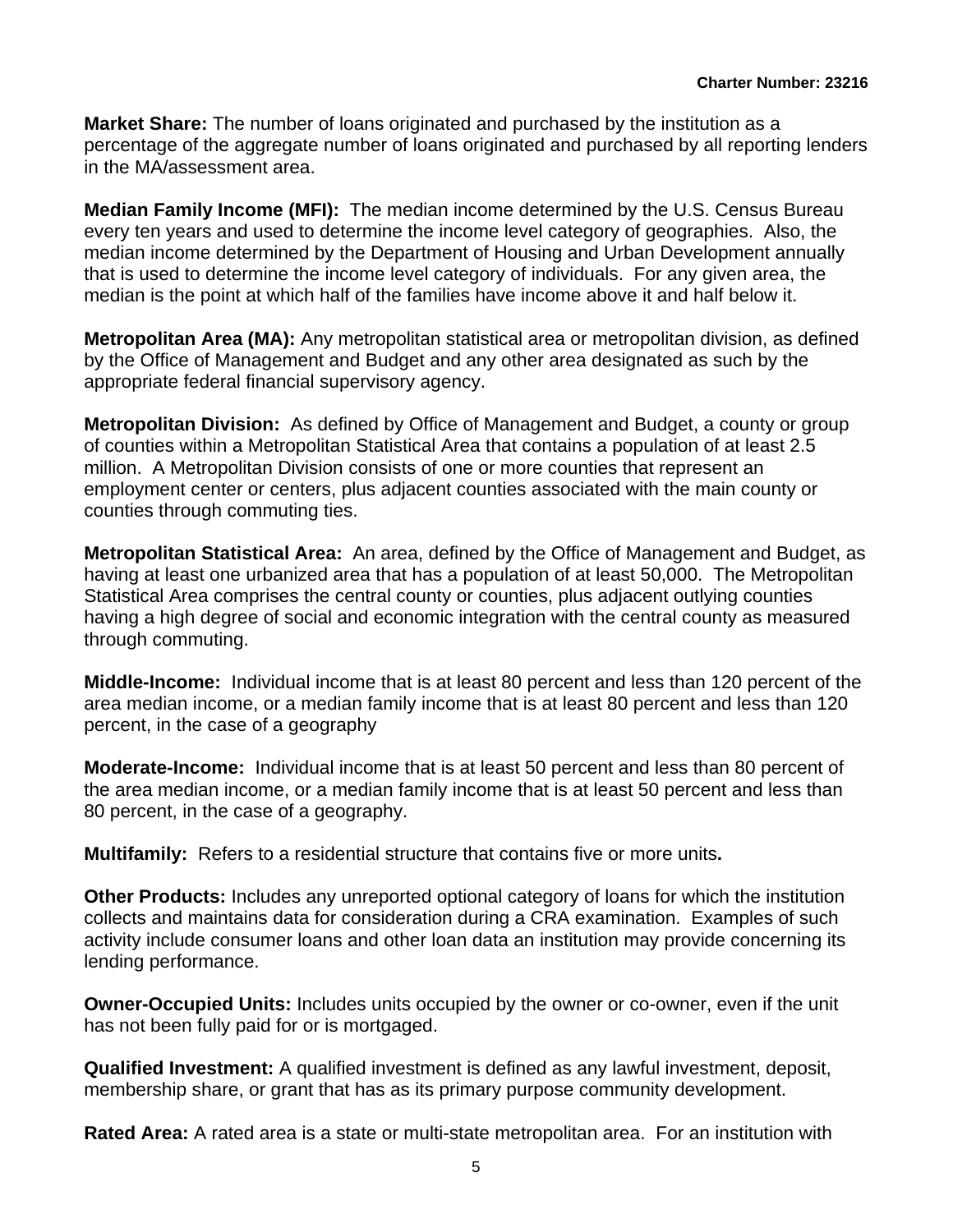**Market Share:** The number of loans originated and purchased by the institution as a percentage of the aggregate number of loans originated and purchased by all reporting lenders in the MA/assessment area.

**Median Family Income (MFI):** The median income determined by the U.S. Census Bureau every ten years and used to determine the income level category of geographies. Also, the median income determined by the Department of Housing and Urban Development annually that is used to determine the income level category of individuals. For any given area, the median is the point at which half of the families have income above it and half below it.

**Metropolitan Area (MA):** Any metropolitan statistical area or metropolitan division, as defined by the Office of Management and Budget and any other area designated as such by the appropriate federal financial supervisory agency.

**Metropolitan Division:** As defined by Office of Management and Budget, a county or group of counties within a Metropolitan Statistical Area that contains a population of at least 2.5 million. A Metropolitan Division consists of one or more counties that represent an employment center or centers, plus adjacent counties associated with the main county or counties through commuting ties.

**Metropolitan Statistical Area:** An area, defined by the Office of Management and Budget, as having at least one urbanized area that has a population of at least 50,000. The Metropolitan Statistical Area comprises the central county or counties, plus adjacent outlying counties having a high degree of social and economic integration with the central county as measured through commuting.

**Middle-Income:** Individual income that is at least 80 percent and less than 120 percent of the area median income, or a median family income that is at least 80 percent and less than 120 percent, in the case of a geography

**Moderate-Income:** Individual income that is at least 50 percent and less than 80 percent of the area median income, or a median family income that is at least 50 percent and less than 80 percent, in the case of a geography.

**Multifamily:** Refers to a residential structure that contains five or more units**.**

**Other Products:** Includes any unreported optional category of loans for which the institution collects and maintains data for consideration during a CRA examination. Examples of such activity include consumer loans and other loan data an institution may provide concerning its lending performance.

**Owner-Occupied Units:** Includes units occupied by the owner or co-owner, even if the unit has not been fully paid for or is mortgaged.

**Qualified Investment:** A qualified investment is defined as any lawful investment, deposit, membership share, or grant that has as its primary purpose community development.

**Rated Area:** A rated area is a state or multi-state metropolitan area. For an institution with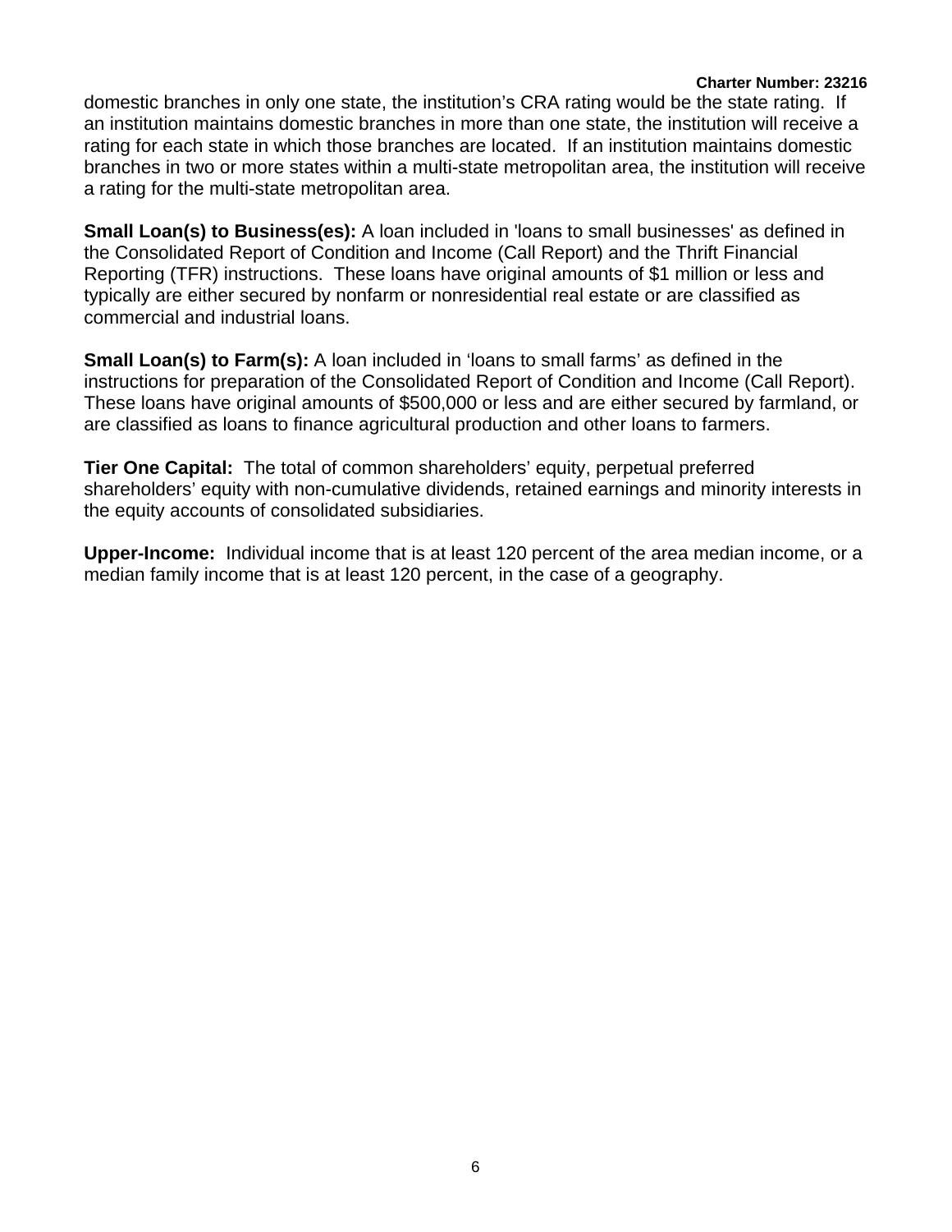domestic branches in only one state, the institution's CRA rating would be the state rating. If an institution maintains domestic branches in more than one state, the institution will receive a rating for each state in which those branches are located. If an institution maintains domestic branches in two or more states within a multi-state metropolitan area, the institution will receive a rating for the multi-state metropolitan area.

**Small Loan(s) to Business(es):** A loan included in 'loans to small businesses' as defined in the Consolidated Report of Condition and Income (Call Report) and the Thrift Financial Reporting (TFR) instructions. These loans have original amounts of $1 million or less and typically are either secured by nonfarm or nonresidential real estate or are classified as commercial and industrial loans.

**Small Loan(s) to Farm(s):** A loan included in 'loans to small farms' as defined in the instructions for preparation of the Consolidated Report of Condition and Income (Call Report). These loans have original amounts of $500,000 or less and are either secured by farmland, or are classified as loans to finance agricultural production and other loans to farmers.

**Tier One Capital:** The total of common shareholders' equity, perpetual preferred shareholders' equity with non-cumulative dividends, retained earnings and minority interests in the equity accounts of consolidated subsidiaries.

**Upper-Income:** Individual income that is at least 120 percent of the area median income, or a median family income that is at least 120 percent, in the case of a geography.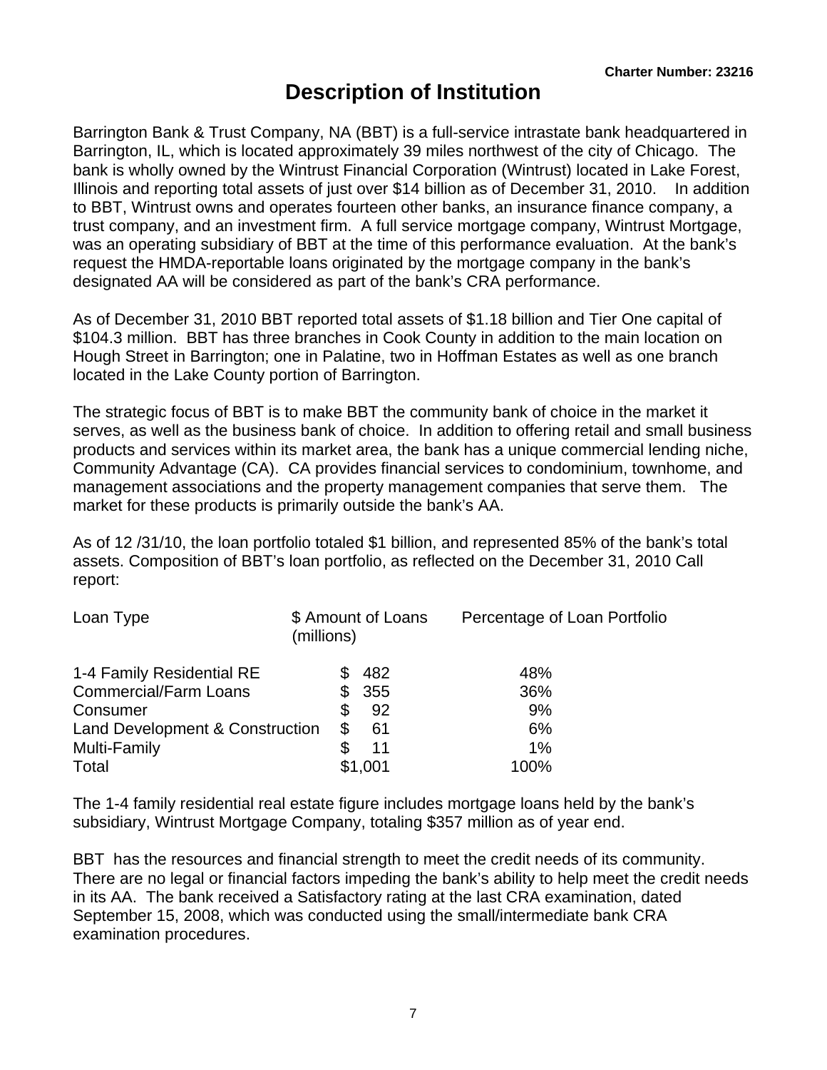# Description of Institution

Barrington Bank & Trust Company, NA (BBT) is a full-service intrastate bank headquartered in Barrington, IL, which is located approximately 39 miles northwest of the city of Chicago. The bank is wholly owned by the Wintrust Financial Corporation (Wintrust) located in Lake Forest, Illinois and reporting total assets of just over $14 billion as of December 31, 2010. In addition to BBT, Wintrust owns and operates fourteen other banks, an insurance finance company, a trust company, and an investment firm. A full service mortgage company, Wintrust Mortgage, was an operating subsidiary of BBT at the time of this performance evaluation. At the bank's request the HMDA-reportable loans originated by the mortgage company in the bank's designated AA will be considered as part of the bank's CRA performance.

As of December 31, 2010 BBT reported total assets of $1.18 billion and Tier One capital of $104.3 million. BBT has three branches in Cook County in addition to the main location on Hough Street in Barrington; one in Palatine, two in Hoffman Estates as well as one branch located in the Lake County portion of Barrington.

The strategic focus of BBT is to make BBT the community bank of choice in the market it serves, as well as the business bank of choice. In addition to offering retail and small business products and services within its market area, the bank has a unique commercial lending niche, Community Advantage (CA). CA provides financial services to condominium, townhome, and management associations and the property management companies that serve them. The market for these products is primarily outside the bank's AA.

As of 12 /31/10, the loan portfolio totaled $1 billion, and represented 85% of the bank's total assets. Composition of BBT's loan portfolio, as reflected on the December 31, 2010 Call report:

| Loan Type | $ Amount of Loans (millions) | Percentage of Loan Portfolio |
|---|---|---|
| 1-4 Family Residential RE | $ 482 | 48% |
| Commercial/Farm Loans | $ 355 | 36% |
| Consumer | $ 92 | 9% |
| Land Development & Construction | $ 61 | 6% |
| Multi-Family | $ 11 | 1% |
| Total | $1,001 | 100% |

The 1-4 family residential real estate figure includes mortgage loans held by the bank's subsidiary, Wintrust Mortgage Company, totaling $357 million as of year end.

BBT has the resources and financial strength to meet the credit needs of its community. There are no legal or financial factors impeding the bank's ability to help meet the credit needs in its AA. The bank received a Satisfactory rating at the last CRA examination, dated September 15, 2008, which was conducted using the small/intermediate bank CRA examination procedures.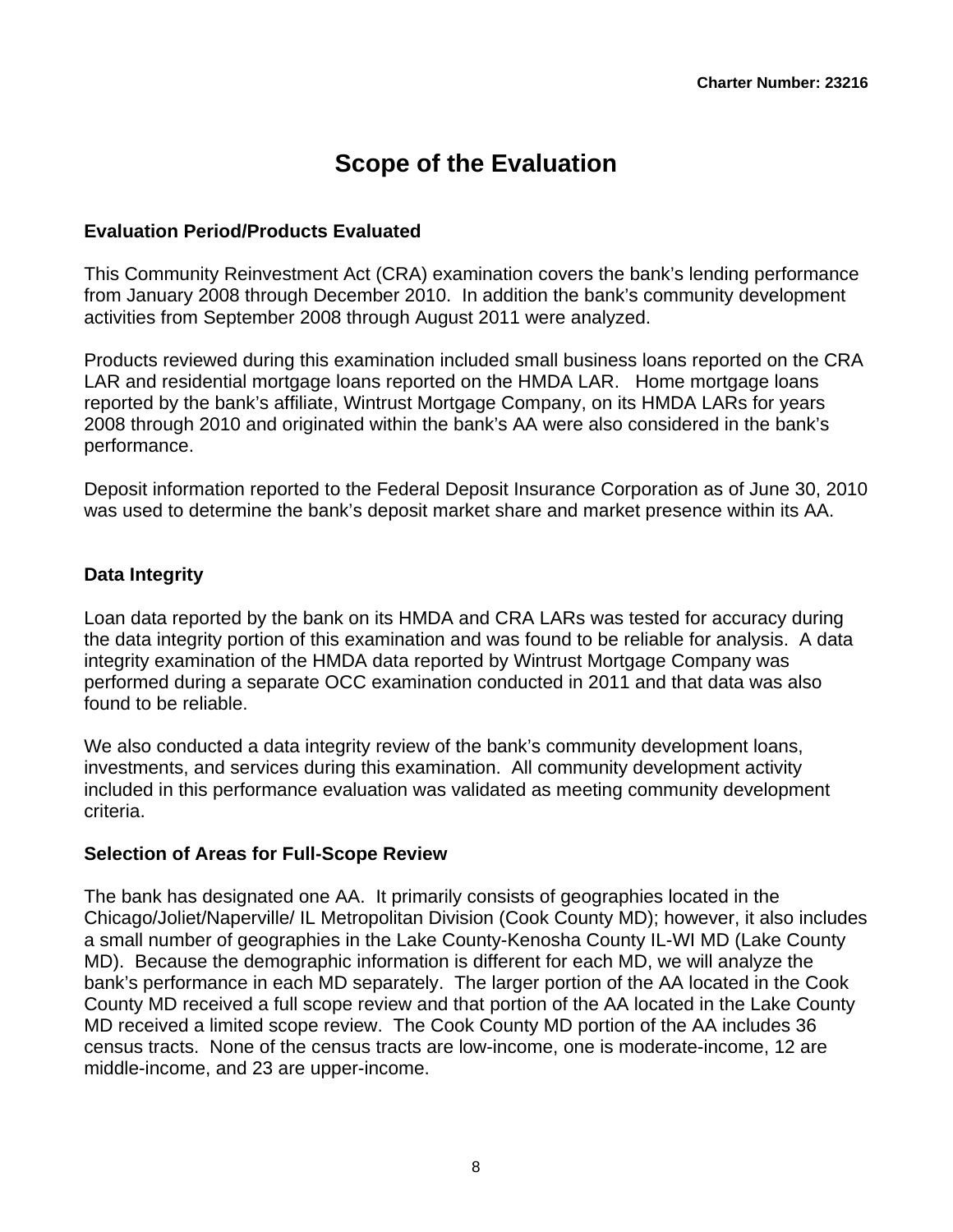# Scope of the Evaluation

### Evaluation Period/Products Evaluated

This Community Reinvestment Act (CRA) examination covers the bank's lending performance from January 2008 through December 2010. In addition the bank's community development activities from September 2008 through August 2011 were analyzed.

Products reviewed during this examination included small business loans reported on the CRA LAR and residential mortgage loans reported on the HMDA LAR. Home mortgage loans reported by the bank's affiliate, Wintrust Mortgage Company, on its HMDA LARs for years 2008 through 2010 and originated within the bank's AA were also considered in the bank's performance.

Deposit information reported to the Federal Deposit Insurance Corporation as of June 30, 2010 was used to determine the bank's deposit market share and market presence within its AA.

### Data Integrity

Loan data reported by the bank on its HMDA and CRA LARs was tested for accuracy during the data integrity portion of this examination and was found to be reliable for analysis. A data integrity examination of the HMDA data reported by Wintrust Mortgage Company was performed during a separate OCC examination conducted in 2011 and that data was also found to be reliable.

We also conducted a data integrity review of the bank's community development loans, investments, and services during this examination. All community development activity included in this performance evaluation was validated as meeting community development criteria.

### Selection of Areas for Full-Scope Review

The bank has designated one AA. It primarily consists of geographies located in the Chicago/Joliet/Naperville/ IL Metropolitan Division (Cook County MD); however, it also includes a small number of geographies in the Lake County-Kenosha County IL-WI MD (Lake County MD). Because the demographic information is different for each MD, we will analyze the bank's performance in each MD separately. The larger portion of the AA located in the Cook County MD received a full scope review and that portion of the AA located in the Lake County MD received a limited scope review. The Cook County MD portion of the AA includes 36 census tracts. None of the census tracts are low-income, one is moderate-income, 12 are middle-income, and 23 are upper-income.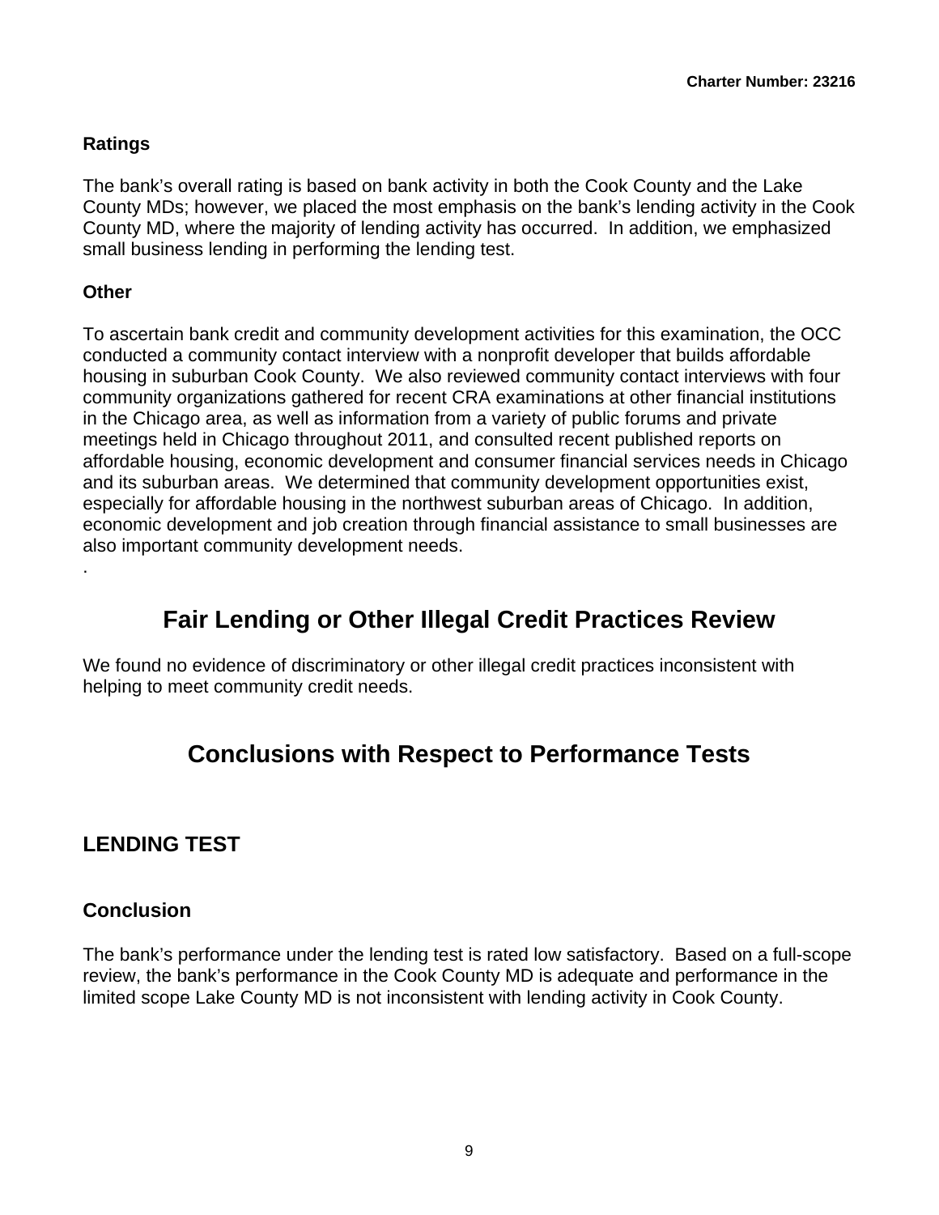### Ratings

The bank's overall rating is based on bank activity in both the Cook County and the Lake County MDs; however, we placed the most emphasis on the bank's lending activity in the Cook County MD, where the majority of lending activity has occurred. In addition, we emphasized small business lending in performing the lending test.

### Other

To ascertain bank credit and community development activities for this examination, the OCC conducted a community contact interview with a nonprofit developer that builds affordable housing in suburban Cook County. We also reviewed community contact interviews with four community organizations gathered for recent CRA examinations at other financial institutions in the Chicago area, as well as information from a variety of public forums and private meetings held in Chicago throughout 2011, and consulted recent published reports on affordable housing, economic development and consumer financial services needs in Chicago and its suburban areas. We determined that community development opportunities exist, especially for affordable housing in the northwest suburban areas of Chicago. In addition, economic development and job creation through financial assistance to small businesses are also important community development needs.

.

# Fair Lending or Other Illegal Credit Practices Review

We found no evidence of discriminatory or other illegal credit practices inconsistent with helping to meet community credit needs.

# Conclusions with Respect to Performance Tests

## LENDING TEST

### Conclusion

The bank's performance under the lending test is rated low satisfactory. Based on a full-scope review, the bank's performance in the Cook County MD is adequate and performance in the limited scope Lake County MD is not inconsistent with lending activity in Cook County.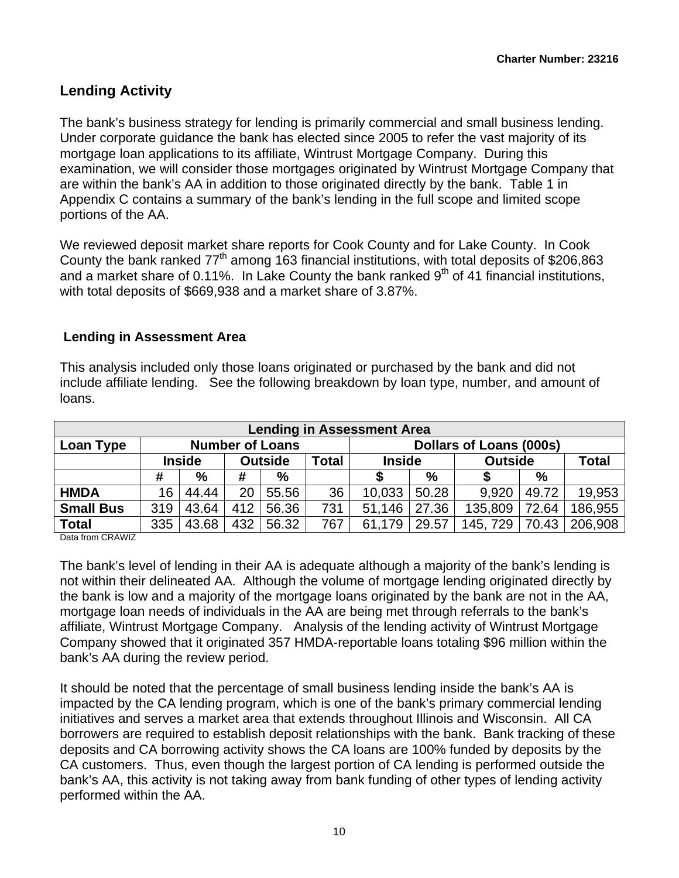## Lending Activity

The bank's business strategy for lending is primarily commercial and small business lending. Under corporate guidance the bank has elected since 2005 to refer the vast majority of its mortgage loan applications to its affiliate, Wintrust Mortgage Company. During this examination, we will consider those mortgages originated by Wintrust Mortgage Company that are within the bank's AA in addition to those originated directly by the bank. Table 1 in Appendix C contains a summary of the bank's lending in the full scope and limited scope portions of the AA.

We reviewed deposit market share reports for Cook County and for Lake County. In Cook County the bank ranked 77th among 163 financial institutions, with total deposits of $206,863 and a market share of 0.11%. In Lake County the bank ranked 9th of 41 financial institutions, with total deposits of $669,938 and a market share of 3.87%.

### Lending in Assessment Area

This analysis included only those loans originated or purchased by the bank and did not include affiliate lending. See the following breakdown by loan type, number, and amount of loans.

| Lending in Assessment Area | | | | | | | | | | |
|---|---|---|---|---|---|---|---|---|---|---|
| Loan Type | Number of Loans | | | | | Dollars of Loans (000s) | | | | |
| | Inside | | Outside | | Total | Inside | | Outside | | Total |
| | # | % | # | % | | $ | % | $ | % | |
| **HMDA** | 16 | 44.44 | 20 | 55.56 | 36 | 10,033 | 50.28 | 9,920 | 49.72 | 19,953 |
| **Small Bus** | 319 | 43.64 | 412 | 56.36 | 731 | 51,146 | 27.36 | 135,809 | 72.64 | 186,955 |
| **Total** | 335 | 43.68 | 432 | 56.32 | 767 | 61,179 | 29.57 | 145, 729 | 70.43 | 206,908 |

Data from CRAWIZ

The bank's level of lending in their AA is adequate although a majority of the bank's lending is not within their delineated AA. Although the volume of mortgage lending originated directly by the bank is low and a majority of the mortgage loans originated by the bank are not in the AA, mortgage loan needs of individuals in the AA are being met through referrals to the bank's affiliate, Wintrust Mortgage Company. Analysis of the lending activity of Wintrust Mortgage Company showed that it originated 357 HMDA-reportable loans totaling $96 million within the bank's AA during the review period.

It should be noted that the percentage of small business lending inside the bank's AA is impacted by the CA lending program, which is one of the bank's primary commercial lending initiatives and serves a market area that extends throughout Illinois and Wisconsin. All CA borrowers are required to establish deposit relationships with the bank. Bank tracking of these deposits and CA borrowing activity shows the CA loans are 100% funded by deposits by the CA customers. Thus, even though the largest portion of CA lending is performed outside the bank's AA, this activity is not taking away from bank funding of other types of lending activity performed within the AA.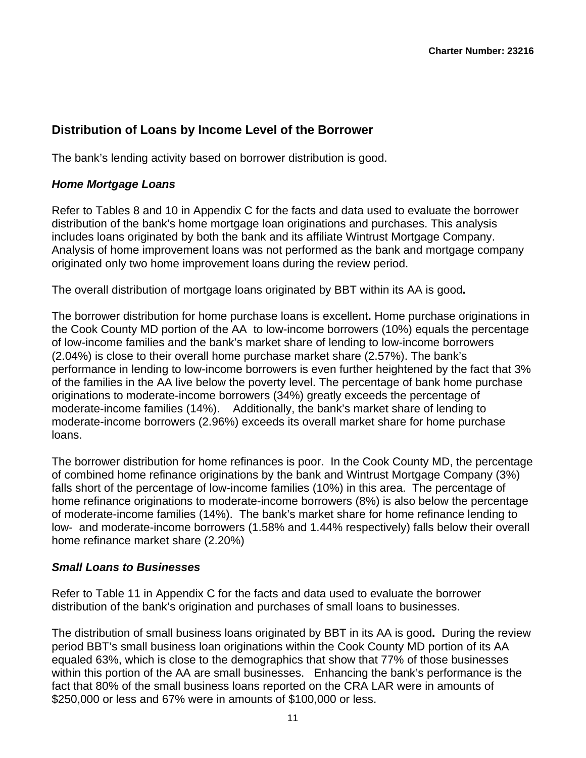## Distribution of Loans by Income Level of the Borrower

The bank's lending activity based on borrower distribution is good.

### *Home Mortgage Loans*

Refer to Tables 8 and 10 in Appendix C for the facts and data used to evaluate the borrower distribution of the bank's home mortgage loan originations and purchases. This analysis includes loans originated by both the bank and its affiliate Wintrust Mortgage Company. Analysis of home improvement loans was not performed as the bank and mortgage company originated only two home improvement loans during the review period.

The overall distribution of mortgage loans originated by BBT within its AA is good**.**

The borrower distribution for home purchase loans is excellent**.** Home purchase originations in the Cook County MD portion of the AA to low-income borrowers (10%) equals the percentage of low-income families and the bank's market share of lending to low-income borrowers (2.04%) is close to their overall home purchase market share (2.57%). The bank's performance in lending to low-income borrowers is even further heightened by the fact that 3% of the families in the AA live below the poverty level. The percentage of bank home purchase originations to moderate-income borrowers (34%) greatly exceeds the percentage of moderate-income families (14%). Additionally, the bank's market share of lending to moderate-income borrowers (2.96%) exceeds its overall market share for home purchase loans.

The borrower distribution for home refinances is poor. In the Cook County MD, the percentage of combined home refinance originations by the bank and Wintrust Mortgage Company (3%) falls short of the percentage of low-income families (10%) in this area. The percentage of home refinance originations to moderate-income borrowers (8%) is also below the percentage of moderate-income families (14%). The bank's market share for home refinance lending to low- and moderate-income borrowers (1.58% and 1.44% respectively) falls below their overall home refinance market share (2.20%)

### *Small Loans to Businesses*

Refer to Table 11 in Appendix C for the facts and data used to evaluate the borrower distribution of the bank's origination and purchases of small loans to businesses.

The distribution of small business loans originated by BBT in its AA is good**.** During the review period BBT's small business loan originations within the Cook County MD portion of its AA equaled 63%, which is close to the demographics that show that 77% of those businesses within this portion of the AA are small businesses. Enhancing the bank's performance is the fact that 80% of the small business loans reported on the CRA LAR were in amounts of $250,000 or less and 67% were in amounts of $100,000 or less.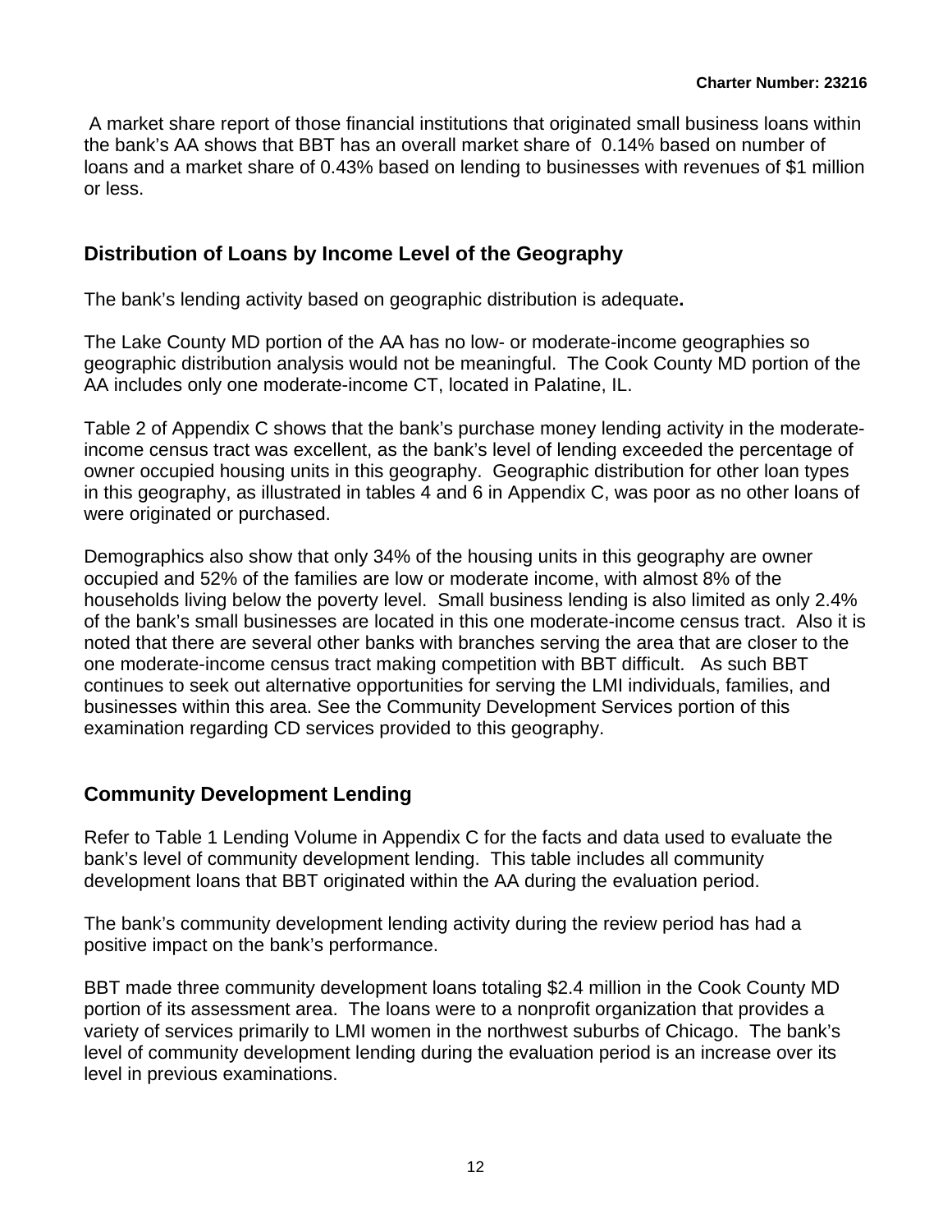A market share report of those financial institutions that originated small business loans within the bank's AA shows that BBT has an overall market share of 0.14% based on number of loans and a market share of 0.43% based on lending to businesses with revenues of $1 million or less.

## Distribution of Loans by Income Level of the Geography

The bank's lending activity based on geographic distribution is adequate**.**

The Lake County MD portion of the AA has no low- or moderate-income geographies so geographic distribution analysis would not be meaningful. The Cook County MD portion of the AA includes only one moderate-income CT, located in Palatine, IL.

Table 2 of Appendix C shows that the bank's purchase money lending activity in the moderate-income census tract was excellent, as the bank's level of lending exceeded the percentage of owner occupied housing units in this geography. Geographic distribution for other loan types in this geography, as illustrated in tables 4 and 6 in Appendix C, was poor as no other loans of were originated or purchased.

Demographics also show that only 34% of the housing units in this geography are owner occupied and 52% of the families are low or moderate income, with almost 8% of the households living below the poverty level. Small business lending is also limited as only 2.4% of the bank's small businesses are located in this one moderate-income census tract. Also it is noted that there are several other banks with branches serving the area that are closer to the one moderate-income census tract making competition with BBT difficult. As such BBT continues to seek out alternative opportunities for serving the LMI individuals, families, and businesses within this area. See the Community Development Services portion of this examination regarding CD services provided to this geography.

## Community Development Lending

Refer to Table 1 Lending Volume in Appendix C for the facts and data used to evaluate the bank's level of community development lending. This table includes all community development loans that BBT originated within the AA during the evaluation period.

The bank's community development lending activity during the review period has had a positive impact on the bank's performance.

BBT made three community development loans totaling $2.4 million in the Cook County MD portion of its assessment area. The loans were to a nonprofit organization that provides a variety of services primarily to LMI women in the northwest suburbs of Chicago. The bank's level of community development lending during the evaluation period is an increase over its level in previous examinations.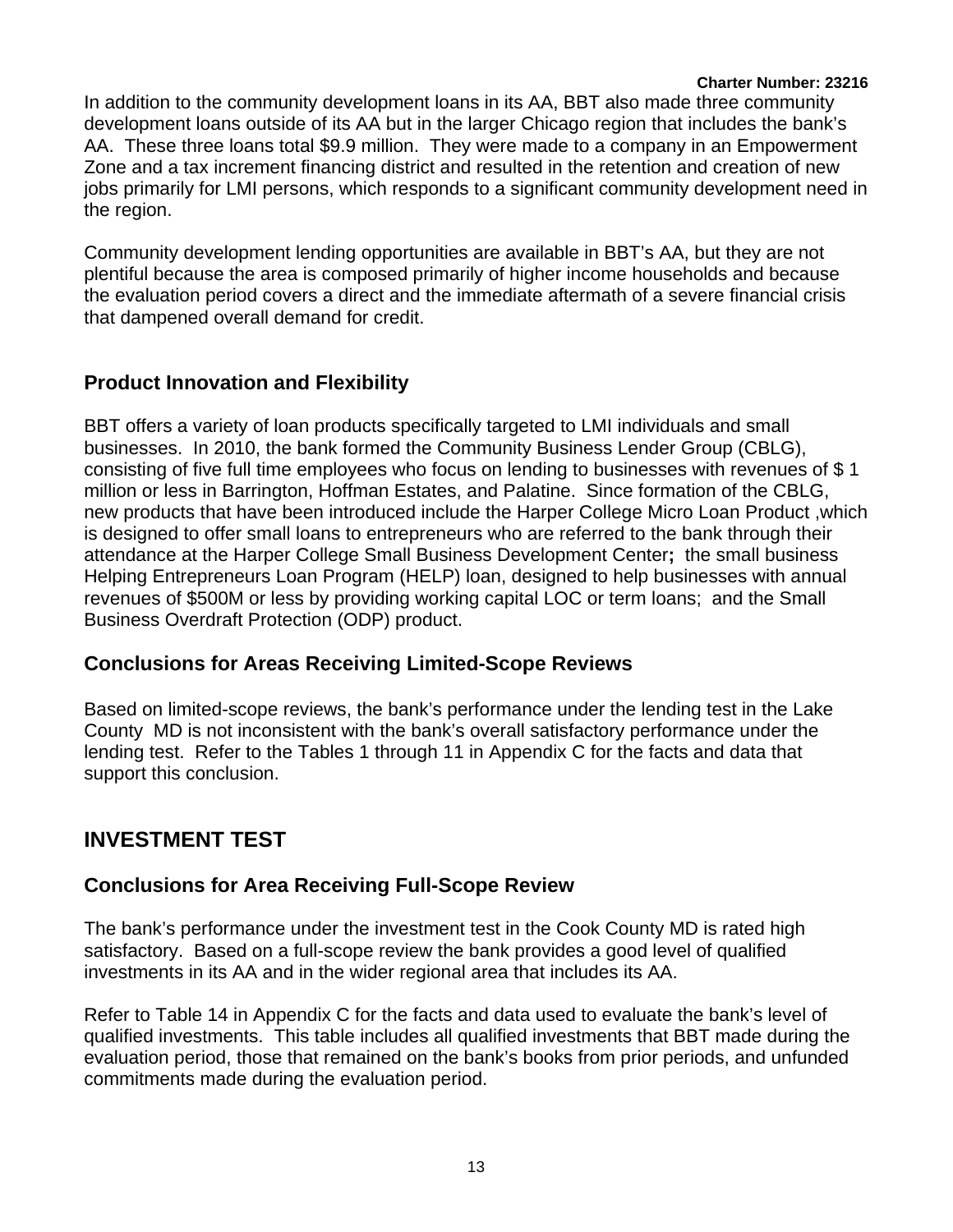In addition to the community development loans in its AA, BBT also made three community development loans outside of its AA but in the larger Chicago region that includes the bank's AA. These three loans total $9.9 million. They were made to a company in an Empowerment Zone and a tax increment financing district and resulted in the retention and creation of new jobs primarily for LMI persons, which responds to a significant community development need in the region.

Community development lending opportunities are available in BBT's AA, but they are not plentiful because the area is composed primarily of higher income households and because the evaluation period covers a direct and the immediate aftermath of a severe financial crisis that dampened overall demand for credit.

### Product Innovation and Flexibility

BBT offers a variety of loan products specifically targeted to LMI individuals and small businesses. In 2010, the bank formed the Community Business Lender Group (CBLG), consisting of five full time employees who focus on lending to businesses with revenues of $ 1 million or less in Barrington, Hoffman Estates, and Palatine. Since formation of the CBLG, new products that have been introduced include the Harper College Micro Loan Product ,which is designed to offer small loans to entrepreneurs who are referred to the bank through their attendance at the Harper College Small Business Development Center**;** the small business Helping Entrepreneurs Loan Program (HELP) loan, designed to help businesses with annual revenues of $500M or less by providing working capital LOC or term loans; and the Small Business Overdraft Protection (ODP) product.

### Conclusions for Areas Receiving Limited-Scope Reviews

Based on limited-scope reviews, the bank's performance under the lending test in the Lake County MD is not inconsistent with the bank's overall satisfactory performance under the lending test. Refer to the Tables 1 through 11 in Appendix C for the facts and data that support this conclusion.

## INVESTMENT TEST

### Conclusions for Area Receiving Full-Scope Review

The bank's performance under the investment test in the Cook County MD is rated high satisfactory. Based on a full-scope review the bank provides a good level of qualified investments in its AA and in the wider regional area that includes its AA.

Refer to Table 14 in Appendix C for the facts and data used to evaluate the bank's level of qualified investments. This table includes all qualified investments that BBT made during the evaluation period, those that remained on the bank's books from prior periods, and unfunded commitments made during the evaluation period.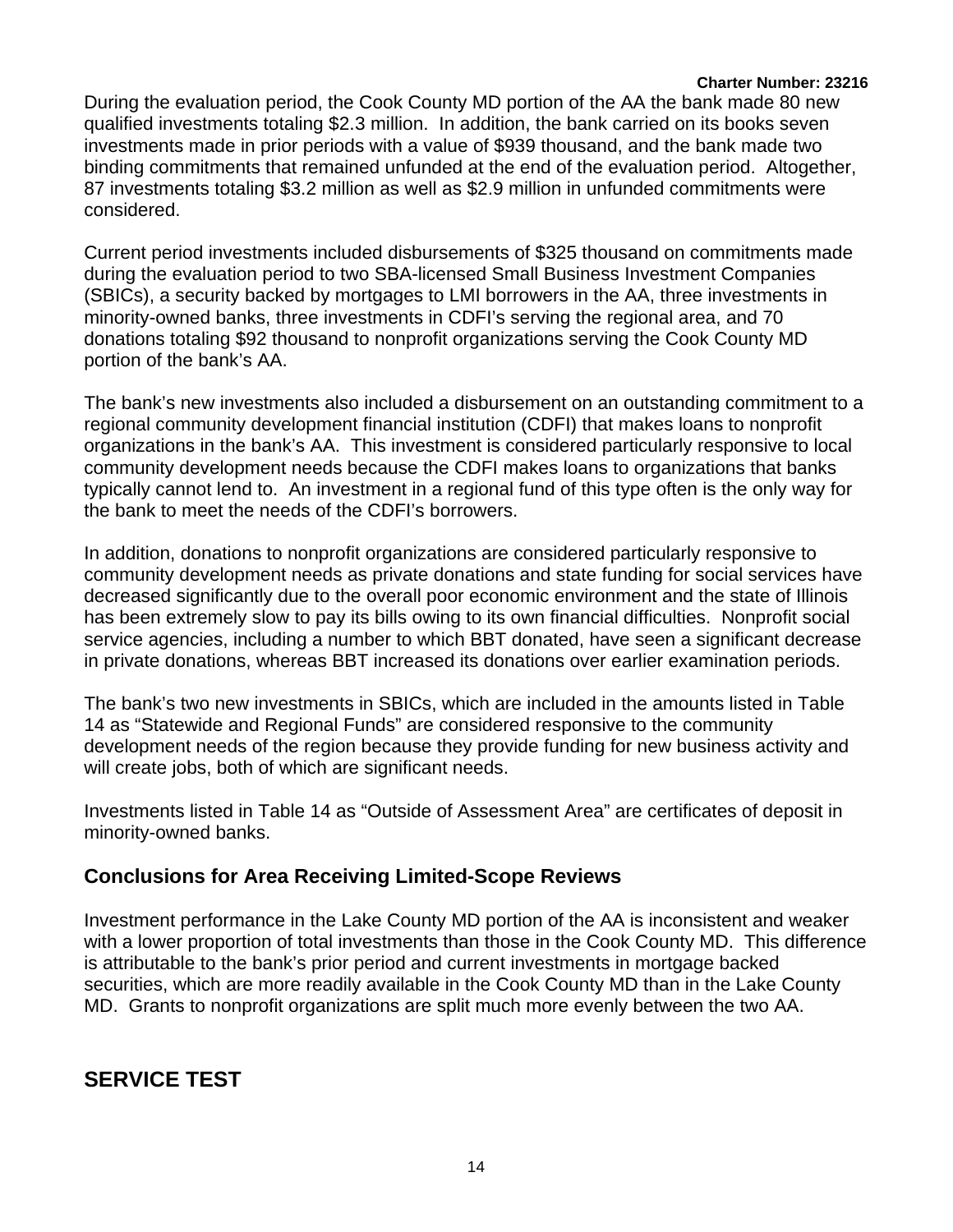During the evaluation period, the Cook County MD portion of the AA the bank made 80 new qualified investments totaling $2.3 million. In addition, the bank carried on its books seven investments made in prior periods with a value of $939 thousand, and the bank made two binding commitments that remained unfunded at the end of the evaluation period. Altogether, 87 investments totaling $3.2 million as well as $2.9 million in unfunded commitments were considered.

Current period investments included disbursements of $325 thousand on commitments made during the evaluation period to two SBA-licensed Small Business Investment Companies (SBICs), a security backed by mortgages to LMI borrowers in the AA, three investments in minority-owned banks, three investments in CDFI's serving the regional area, and 70 donations totaling $92 thousand to nonprofit organizations serving the Cook County MD portion of the bank's AA.

The bank's new investments also included a disbursement on an outstanding commitment to a regional community development financial institution (CDFI) that makes loans to nonprofit organizations in the bank's AA. This investment is considered particularly responsive to local community development needs because the CDFI makes loans to organizations that banks typically cannot lend to. An investment in a regional fund of this type often is the only way for the bank to meet the needs of the CDFI's borrowers.

In addition, donations to nonprofit organizations are considered particularly responsive to community development needs as private donations and state funding for social services have decreased significantly due to the overall poor economic environment and the state of Illinois has been extremely slow to pay its bills owing to its own financial difficulties. Nonprofit social service agencies, including a number to which BBT donated, have seen a significant decrease in private donations, whereas BBT increased its donations over earlier examination periods.

The bank's two new investments in SBICs, which are included in the amounts listed in Table 14 as "Statewide and Regional Funds" are considered responsive to the community development needs of the region because they provide funding for new business activity and will create jobs, both of which are significant needs.

Investments listed in Table 14 as "Outside of Assessment Area" are certificates of deposit in minority-owned banks.

### Conclusions for Area Receiving Limited-Scope Reviews

Investment performance in the Lake County MD portion of the AA is inconsistent and weaker with a lower proportion of total investments than those in the Cook County MD. This difference is attributable to the bank's prior period and current investments in mortgage backed securities, which are more readily available in the Cook County MD than in the Lake County MD. Grants to nonprofit organizations are split much more evenly between the two AA.

## SERVICE TEST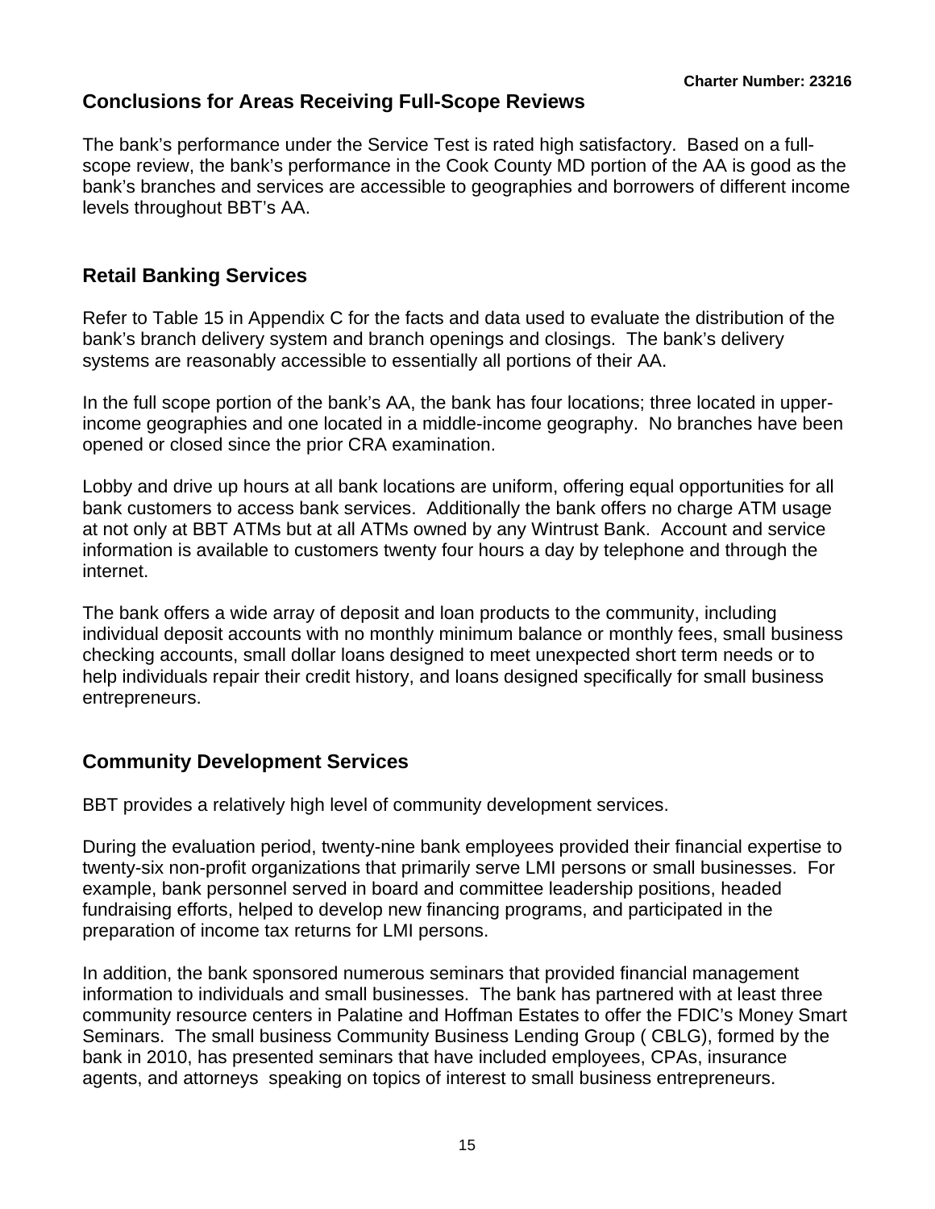## Conclusions for Areas Receiving Full-Scope Reviews

The bank's performance under the Service Test is rated high satisfactory. Based on a full-scope review, the bank's performance in the Cook County MD portion of the AA is good as the bank's branches and services are accessible to geographies and borrowers of different income levels throughout BBT's AA.

## Retail Banking Services

Refer to Table 15 in Appendix C for the facts and data used to evaluate the distribution of the bank's branch delivery system and branch openings and closings. The bank's delivery systems are reasonably accessible to essentially all portions of their AA.

In the full scope portion of the bank's AA, the bank has four locations; three located in upper-income geographies and one located in a middle-income geography. No branches have been opened or closed since the prior CRA examination.

Lobby and drive up hours at all bank locations are uniform, offering equal opportunities for all bank customers to access bank services. Additionally the bank offers no charge ATM usage at not only at BBT ATMs but at all ATMs owned by any Wintrust Bank. Account and service information is available to customers twenty four hours a day by telephone and through the internet.

The bank offers a wide array of deposit and loan products to the community, including individual deposit accounts with no monthly minimum balance or monthly fees, small business checking accounts, small dollar loans designed to meet unexpected short term needs or to help individuals repair their credit history, and loans designed specifically for small business entrepreneurs.

## Community Development Services

BBT provides a relatively high level of community development services.

During the evaluation period, twenty-nine bank employees provided their financial expertise to twenty-six non-profit organizations that primarily serve LMI persons or small businesses. For example, bank personnel served in board and committee leadership positions, headed fundraising efforts, helped to develop new financing programs, and participated in the preparation of income tax returns for LMI persons.

In addition, the bank sponsored numerous seminars that provided financial management information to individuals and small businesses. The bank has partnered with at least three community resource centers in Palatine and Hoffman Estates to offer the FDIC's Money Smart Seminars. The small business Community Business Lending Group ( CBLG), formed by the bank in 2010, has presented seminars that have included employees, CPAs, insurance agents, and attorneys speaking on topics of interest to small business entrepreneurs.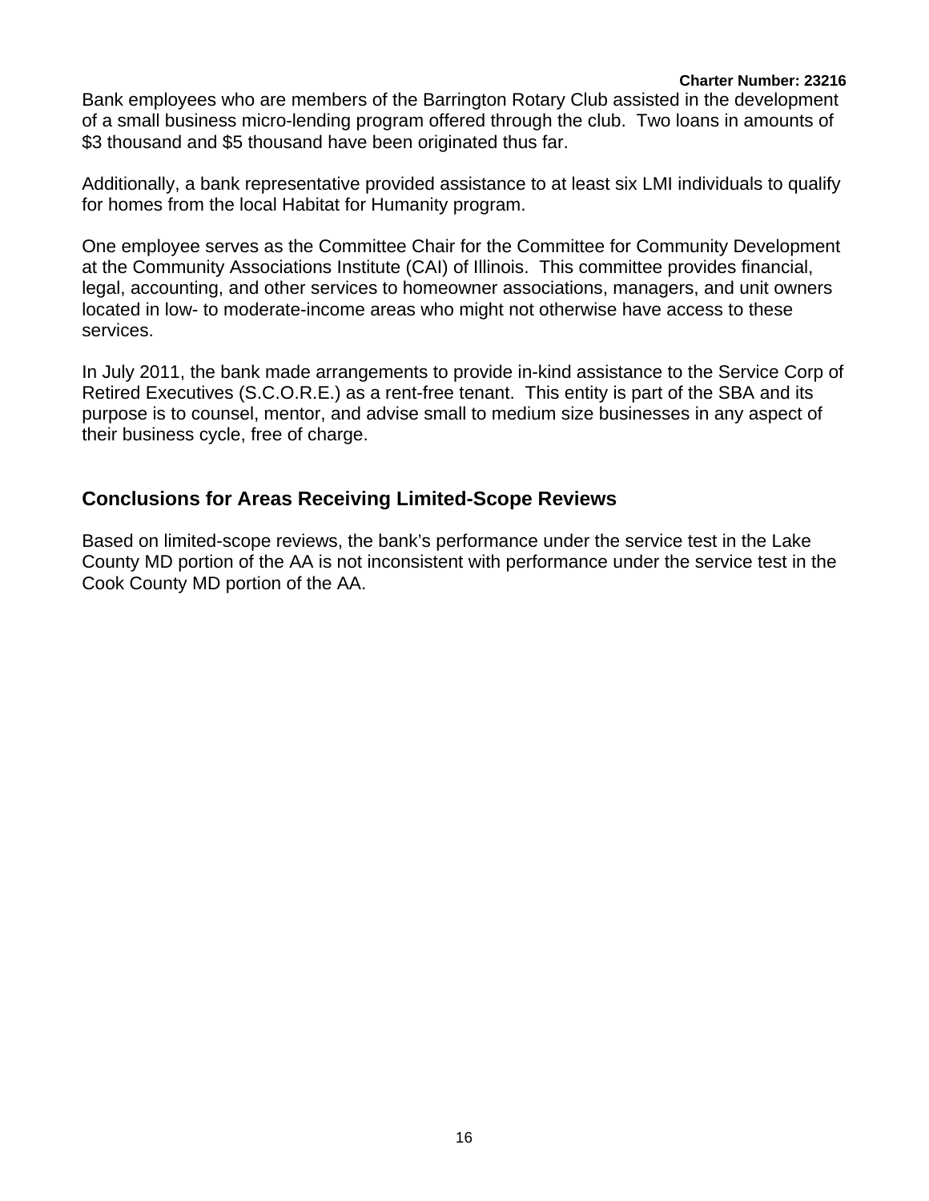Bank employees who are members of the Barrington Rotary Club assisted in the development of a small business micro-lending program offered through the club. Two loans in amounts of $3 thousand and $5 thousand have been originated thus far.

Additionally, a bank representative provided assistance to at least six LMI individuals to qualify for homes from the local Habitat for Humanity program.

One employee serves as the Committee Chair for the Committee for Community Development at the Community Associations Institute (CAI) of Illinois. This committee provides financial, legal, accounting, and other services to homeowner associations, managers, and unit owners located in low- to moderate-income areas who might not otherwise have access to these services.

In July 2011, the bank made arrangements to provide in-kind assistance to the Service Corp of Retired Executives (S.C.O.R.E.) as a rent-free tenant. This entity is part of the SBA and its purpose is to counsel, mentor, and advise small to medium size businesses in any aspect of their business cycle, free of charge.

## Conclusions for Areas Receiving Limited-Scope Reviews

Based on limited-scope reviews, the bank's performance under the service test in the Lake County MD portion of the AA is not inconsistent with performance under the service test in the Cook County MD portion of the AA.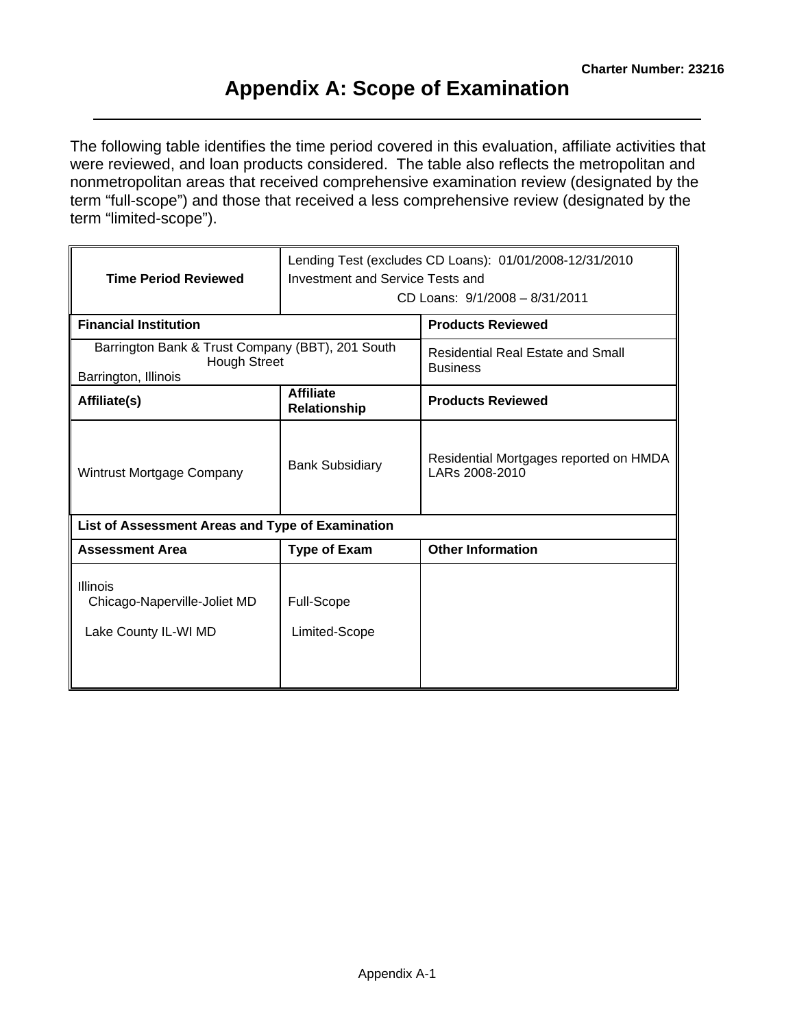# Appendix A: Scope of Examination

The following table identifies the time period covered in this evaluation, affiliate activities that were reviewed, and loan products considered. The table also reflects the metropolitan and nonmetropolitan areas that received comprehensive examination review (designated by the term "full-scope") and those that received a less comprehensive review (designated by the term "limited-scope").

| **Time Period Reviewed** | Lending Test (excludes CD Loans): 01/01/2008-12/31/2010<br>Investment and Service Tests and<br>CD Loans: 9/1/2008 – 8/31/2011 | |
|---|---|---|
| **Financial Institution** | | **Products Reviewed** |
| Barrington Bank & Trust Company (BBT), 201 South Hough Street<br>Barrington, Illinois | | Residential Real Estate and Small Business |
| **Affiliate(s)** | **Affiliate Relationship** | **Products Reviewed** |
| Wintrust Mortgage Company | Bank Subsidiary | Residential Mortgages reported on HMDA LARs 2008-2010 |
| **List of Assessment Areas and Type of Examination** | | |
| **Assessment Area** | **Type of Exam** | **Other Information** |
| Illinois<br>Chicago-Naperville-Joliet MD<br><br>Lake County IL-WI MD | <br>Full-Scope<br><br>Limited-Scope | |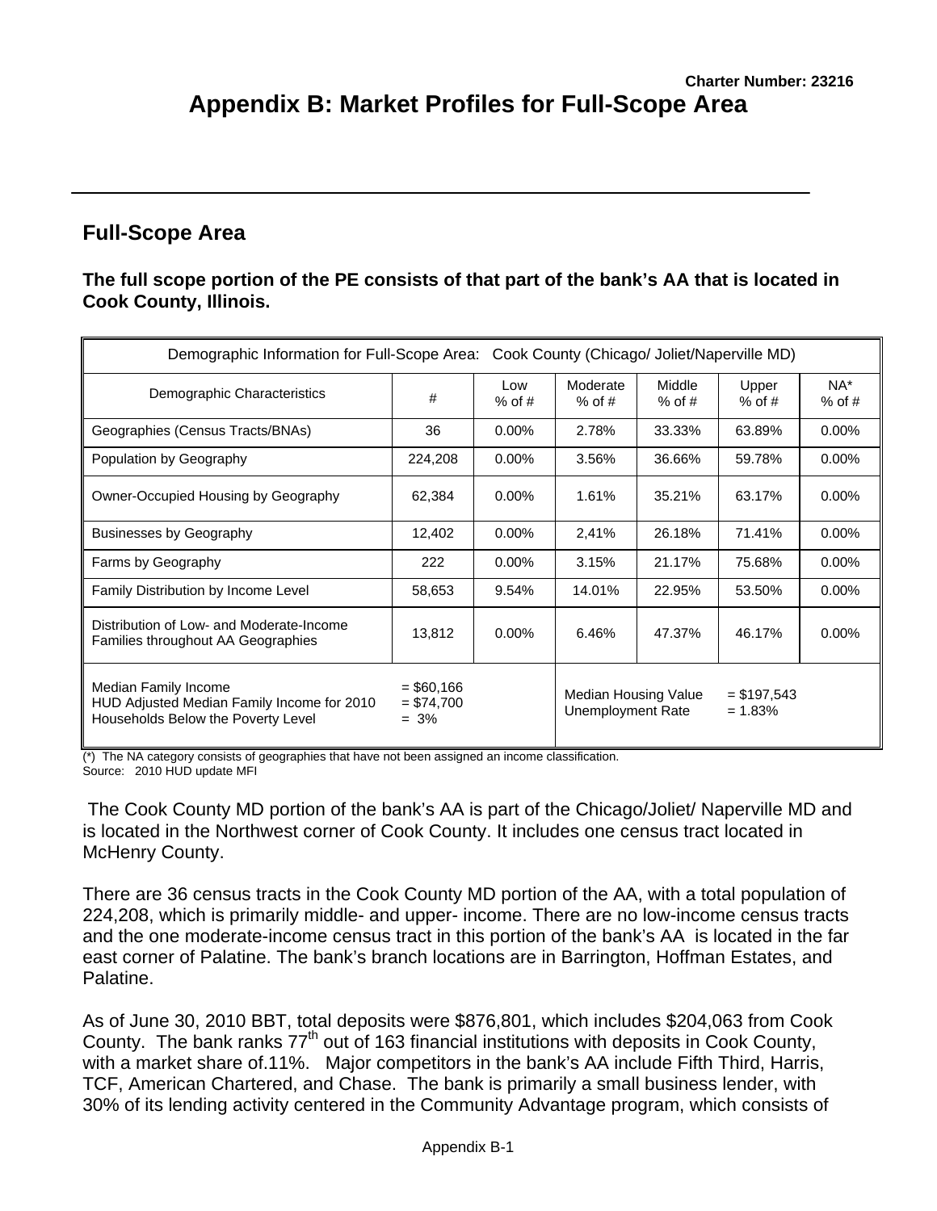Charter Number: 23216

# Appendix B: Market Profiles for Full-Scope Area

## Full-Scope Area

**The full scope portion of the PE consists of that part of the bank's AA that is located in Cook County, Illinois.**

| Demographic Information for Full-Scope Area: Cook County (Chicago/ Joliet/Naperville MD) | | | | | | |
|---|---|---|---|---|---|---|
| Demographic Characteristics | # | Low % of # | Moderate % of # | Middle % of # | Upper % of # | NA* % of # |
| Geographies (Census Tracts/BNAs) | 36 | 0.00% | 2.78% | 33.33% | 63.89% | 0.00% |
| Population by Geography | 224,208 | 0.00% | 3.56% | 36.66% | 59.78% | 0.00% |
| Owner-Occupied Housing by Geography | 62,384 | 0.00% | 1.61% | 35.21% | 63.17% | 0.00% |
| Businesses by Geography | 12,402 | 0.00% | 2,41% | 26.18% | 71.41% | 0.00% |
| Farms by Geography | 222 | 0.00% | 3.15% | 21.17% | 75.68% | 0.00% |
| Family Distribution by Income Level | 58,653 | 9.54% | 14.01% | 22.95% | 53.50% | 0.00% |
| Distribution of Low- and Moderate-Income Families throughout AA Geographies | 13,812 | 0.00% | 6.46% | 47.37% | 46.17% | 0.00% |
| Median Family Income<br>HUD Adjusted Median Family Income for 2010<br>Households Below the Poverty Level | = \$60,166<br>= \$74,700<br>= 3% | | Median Housing Value<br>Unemployment Rate | | = \$197,543<br>= 1.83% | |

(*) The NA category consists of geographies that have not been assigned an income classification.
Source: 2010 HUD update MFI

The Cook County MD portion of the bank's AA is part of the Chicago/Joliet/ Naperville MD and is located in the Northwest corner of Cook County. It includes one census tract located in McHenry County.

There are 36 census tracts in the Cook County MD portion of the AA, with a total population of 224,208, which is primarily middle- and upper- income. There are no low-income census tracts and the one moderate-income census tract in this portion of the bank's AA is located in the far east corner of Palatine. The bank's branch locations are in Barrington, Hoffman Estates, and Palatine.

As of June 30, 2010 BBT, total deposits were \$876,801, which includes \$204,063 from Cook County. The bank ranks 77th out of 163 financial institutions with deposits in Cook County, with a market share of.11%. Major competitors in the bank's AA include Fifth Third, Harris, TCF, American Chartered, and Chase. The bank is primarily a small business lender, with 30% of its lending activity centered in the Community Advantage program, which consists of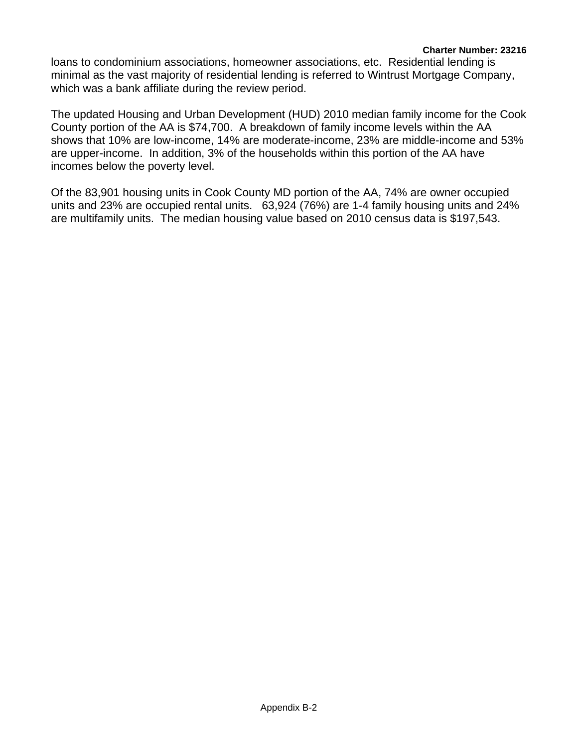loans to condominium associations, homeowner associations, etc. Residential lending is minimal as the vast majority of residential lending is referred to Wintrust Mortgage Company, which was a bank affiliate during the review period.

The updated Housing and Urban Development (HUD) 2010 median family income for the Cook County portion of the AA is $74,700. A breakdown of family income levels within the AA shows that 10% are low-income, 14% are moderate-income, 23% are middle-income and 53% are upper-income. In addition, 3% of the households within this portion of the AA have incomes below the poverty level.

Of the 83,901 housing units in Cook County MD portion of the AA, 74% are owner occupied units and 23% are occupied rental units. 63,924 (76%) are 1-4 family housing units and 24% are multifamily units. The median housing value based on 2010 census data is $197,543.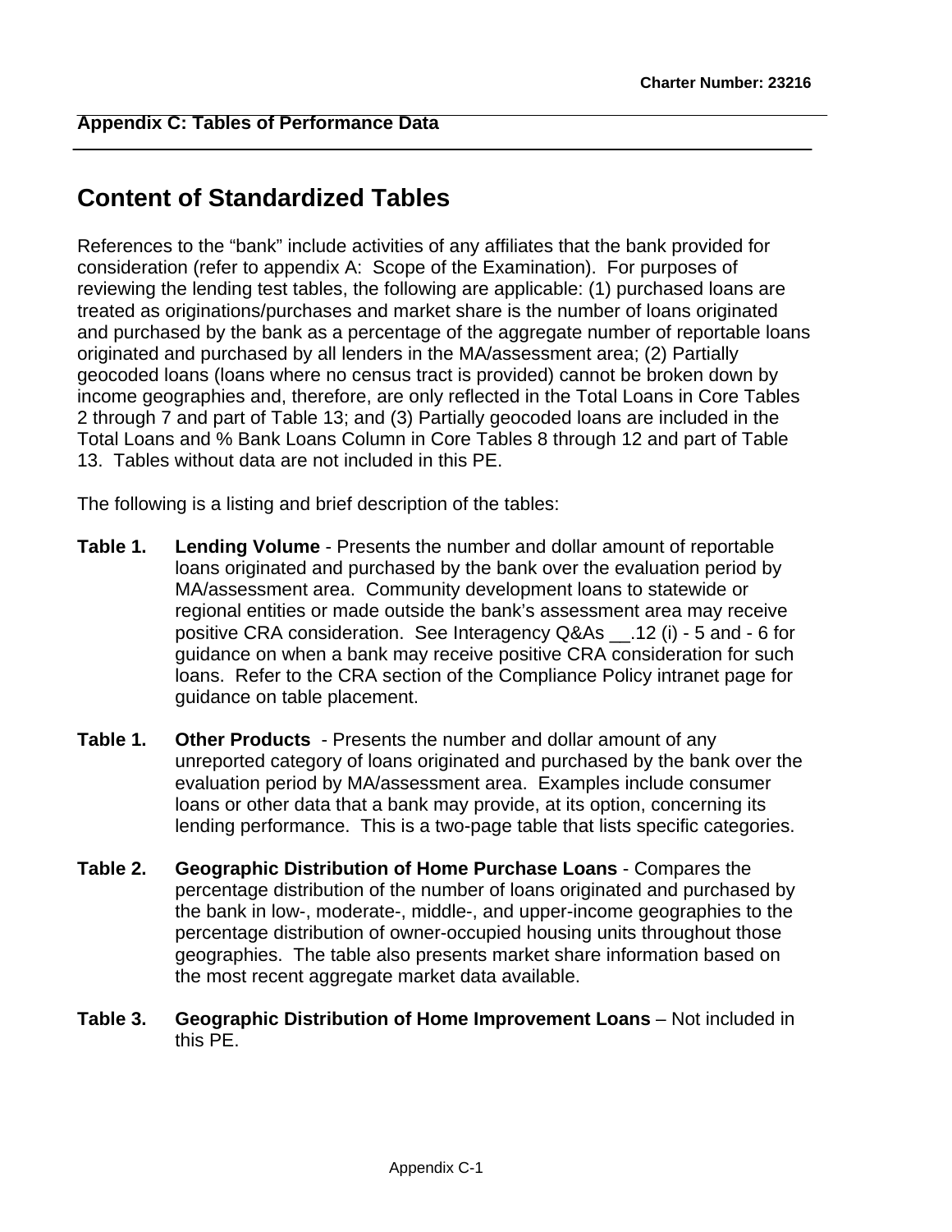## Appendix C: Tables of Performance Data

# Content of Standardized Tables

References to the "bank" include activities of any affiliates that the bank provided for consideration (refer to appendix A: Scope of the Examination). For purposes of reviewing the lending test tables, the following are applicable: (1) purchased loans are treated as originations/purchases and market share is the number of loans originated and purchased by the bank as a percentage of the aggregate number of reportable loans originated and purchased by all lenders in the MA/assessment area; (2) Partially geocoded loans (loans where no census tract is provided) cannot be broken down by income geographies and, therefore, are only reflected in the Total Loans in Core Tables 2 through 7 and part of Table 13; and (3) Partially geocoded loans are included in the Total Loans and % Bank Loans Column in Core Tables 8 through 12 and part of Table 13. Tables without data are not included in this PE.

The following is a listing and brief description of the tables:

**Table 1. Lending Volume** - Presents the number and dollar amount of reportable loans originated and purchased by the bank over the evaluation period by MA/assessment area. Community development loans to statewide or regional entities or made outside the bank's assessment area may receive positive CRA consideration. See Interagency Q&As __.12 (i) - 5 and - 6 for guidance on when a bank may receive positive CRA consideration for such loans. Refer to the CRA section of the Compliance Policy intranet page for guidance on table placement.

**Table 1. Other Products** - Presents the number and dollar amount of any unreported category of loans originated and purchased by the bank over the evaluation period by MA/assessment area. Examples include consumer loans or other data that a bank may provide, at its option, concerning its lending performance. This is a two-page table that lists specific categories.

**Table 2. Geographic Distribution of Home Purchase Loans** - Compares the percentage distribution of the number of loans originated and purchased by the bank in low-, moderate-, middle-, and upper-income geographies to the percentage distribution of owner-occupied housing units throughout those geographies. The table also presents market share information based on the most recent aggregate market data available.

**Table 3. Geographic Distribution of Home Improvement Loans** – Not included in this PE.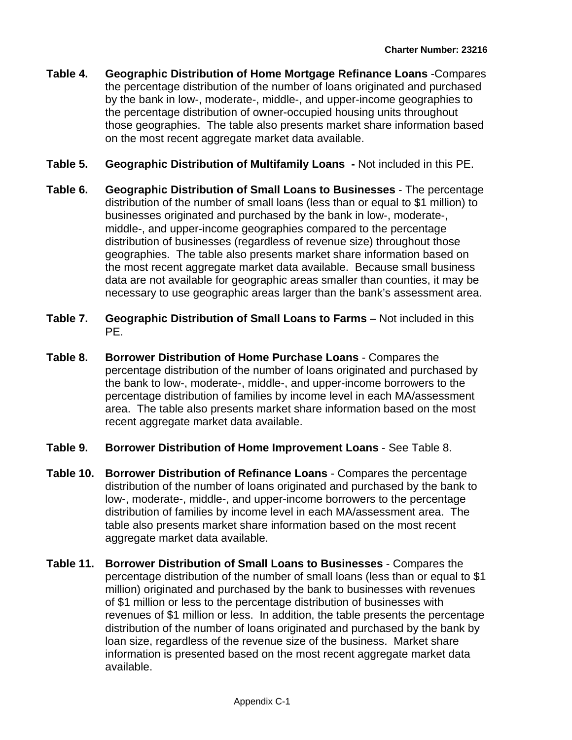**Table 4. Geographic Distribution of Home Mortgage Refinance Loans** -Compares the percentage distribution of the number of loans originated and purchased by the bank in low-, moderate-, middle-, and upper-income geographies to the percentage distribution of owner-occupied housing units throughout those geographies. The table also presents market share information based on the most recent aggregate market data available.

**Table 5. Geographic Distribution of Multifamily Loans -** Not included in this PE.

**Table 6. Geographic Distribution of Small Loans to Businesses** - The percentage distribution of the number of small loans (less than or equal to $1 million) to businesses originated and purchased by the bank in low-, moderate-, middle-, and upper-income geographies compared to the percentage distribution of businesses (regardless of revenue size) throughout those geographies. The table also presents market share information based on the most recent aggregate market data available. Because small business data are not available for geographic areas smaller than counties, it may be necessary to use geographic areas larger than the bank's assessment area.

**Table 7. Geographic Distribution of Small Loans to Farms** – Not included in this PE.

**Table 8. Borrower Distribution of Home Purchase Loans** - Compares the percentage distribution of the number of loans originated and purchased by the bank to low-, moderate-, middle-, and upper-income borrowers to the percentage distribution of families by income level in each MA/assessment area. The table also presents market share information based on the most recent aggregate market data available.

**Table 9. Borrower Distribution of Home Improvement Loans** - See Table 8.

**Table 10. Borrower Distribution of Refinance Loans** - Compares the percentage distribution of the number of loans originated and purchased by the bank to low-, moderate-, middle-, and upper-income borrowers to the percentage distribution of families by income level in each MA/assessment area. The table also presents market share information based on the most recent aggregate market data available.

**Table 11. Borrower Distribution of Small Loans to Businesses** - Compares the percentage distribution of the number of small loans (less than or equal to $1 million) originated and purchased by the bank to businesses with revenues of $1 million or less to the percentage distribution of businesses with revenues of $1 million or less. In addition, the table presents the percentage distribution of the number of loans originated and purchased by the bank by loan size, regardless of the revenue size of the business. Market share information is presented based on the most recent aggregate market data available.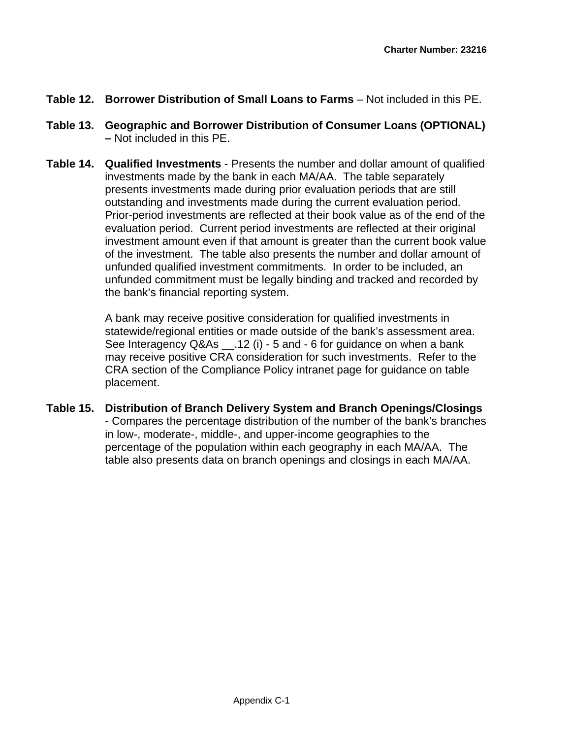**Table 12. Borrower Distribution of Small Loans to Farms** – Not included in this PE.

**Table 13. Geographic and Borrower Distribution of Consumer Loans (OPTIONAL) –** Not included in this PE.

**Table 14. Qualified Investments** - Presents the number and dollar amount of qualified investments made by the bank in each MA/AA. The table separately presents investments made during prior evaluation periods that are still outstanding and investments made during the current evaluation period. Prior-period investments are reflected at their book value as of the end of the evaluation period. Current period investments are reflected at their original investment amount even if that amount is greater than the current book value of the investment. The table also presents the number and dollar amount of unfunded qualified investment commitments. In order to be included, an unfunded commitment must be legally binding and tracked and recorded by the bank's financial reporting system.

A bank may receive positive consideration for qualified investments in statewide/regional entities or made outside of the bank's assessment area. See Interagency Q&As __.12 (i) - 5 and - 6 for guidance on when a bank may receive positive CRA consideration for such investments. Refer to the CRA section of the Compliance Policy intranet page for guidance on table placement.

**Table 15. Distribution of Branch Delivery System and Branch Openings/Closings** - Compares the percentage distribution of the number of the bank's branches in low-, moderate-, middle-, and upper-income geographies to the percentage of the population within each geography in each MA/AA. The table also presents data on branch openings and closings in each MA/AA.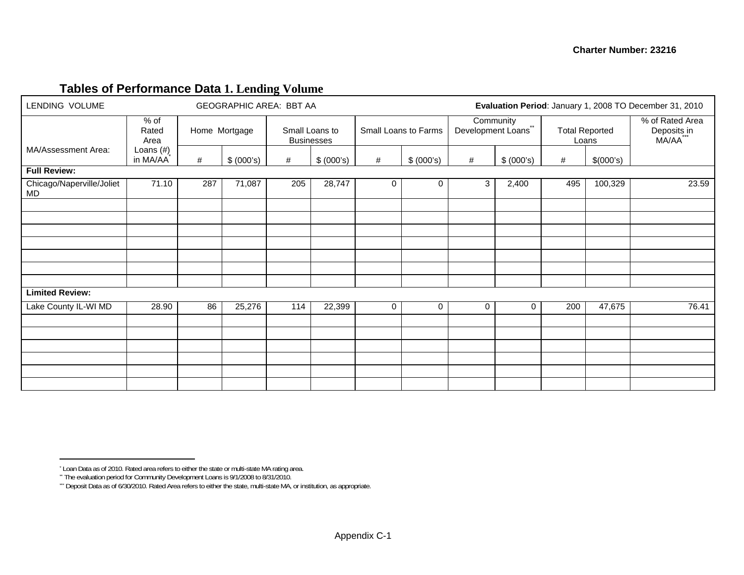## Tables of Performance Data 1. Lending Volume

| LENDING VOLUME | | GEOGRAPHIC AREA: BBT AA | | | | | | | | | | **Evaluation Period**: January 1, 2008 TO December 31, 2010 |
|---|---|---|---|---|---|---|---|---|---|---|---|---|
| MA/Assessment Area: | % of Rated Area Loans (#) in MA/AA* | Home Mortgage | | Small Loans to Businesses | | Small Loans to Farms | | Community Development Loans** | | Total Reported Loans | | % of Rated Area Deposits in MA/AA*** |
| | | # | $ (000's) | # | $ (000's) | # | $ (000's) | # | $ (000's) | # | $(000's) | |
| **Full Review:** | | | | | | | | | | | | |
| Chicago/Naperville/Joliet MD | 71.10 | 287 | 71,087 | 205 | 28,747 | 0 | 0 | 3 | 2,400 | 495 | 100,329 | 23.59 |
| **Limited Review:** | | | | | | | | | | | | |
| Lake County IL-WI MD | 28.90 | 86 | 25,276 | 114 | 22,399 | 0 | 0 | 0 | 0 | 200 | 47,675 | 76.41 |

\* Loan Data as of 2010. Rated area refers to either the state or multi-state MA rating area.

\*\* The evaluation period for Community Development Loans is 9/1/2008 to 8/31/2010.

\*\*\* Deposit Data as of 6/30/2010. Rated Area refers to either the state, multi-state MA, or institution, as appropriate.

Appendix C-1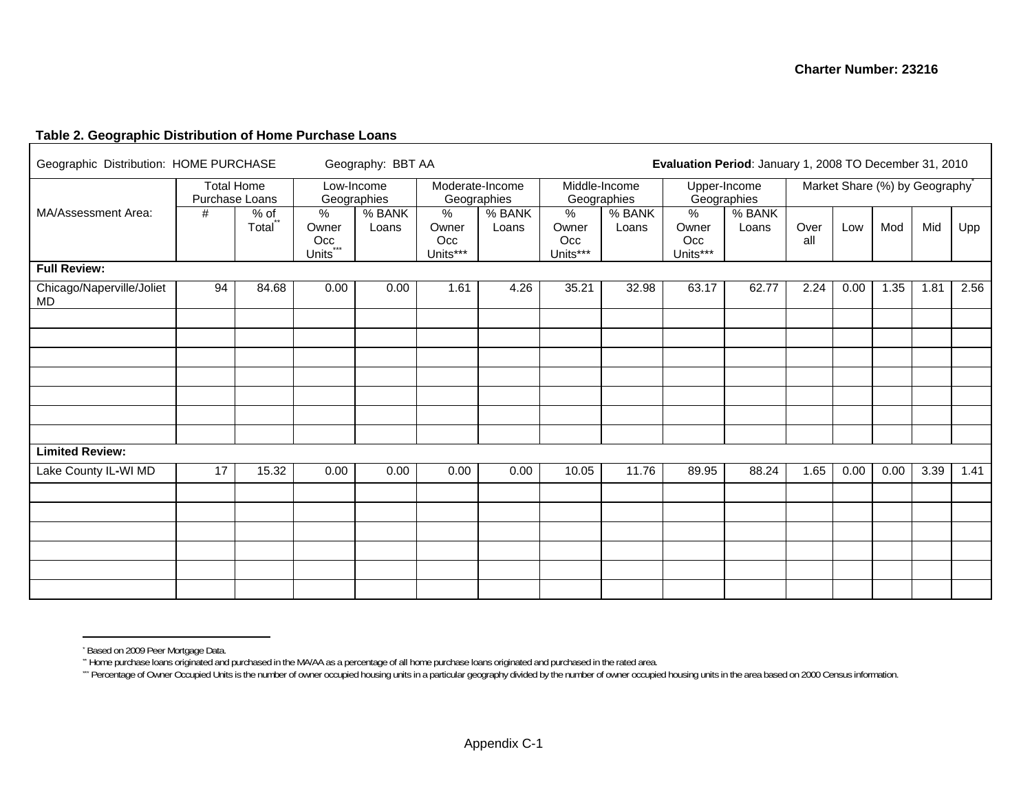### Table 2. Geographic Distribution of Home Purchase Loans

| Geographic Distribution: HOME PURCHASE | | | Geography: BBT AA | | | | | | Evaluation Period: January 1, 2008 TO December 31, 2010 | | | | | | |
|---|---|---|---|---|---|---|---|---|---|---|---|---|---|---|---|
| MA/Assessment Area: | Total Home Purchase Loans | | Low-Income Geographies | | Moderate-Income Geographies | | Middle-Income Geographies | | Upper-Income Geographies | | Market Share (%) by Geography* | | | | |
| | # | % of Total** | % Owner Occ Units*** | % BANK Loans | % Owner Occ Units*** | % BANK Loans | % Owner Occ Units*** | % BANK Loans | % Owner Occ Units*** | % BANK Loans | Overall | Low | Mod | Mid | Upp |
| **Full Review:** | | | | | | | | | | | | | | | |
| Chicago/Naperville/Joliet MD | 94 | 84.68 | 0.00 | 0.00 | 1.61 | 4.26 | 35.21 | 32.98 | 63.17 | 62.77 | 2.24 | 0.00 | 1.35 | 1.81 | 2.56 |
| **Limited Review:** | | | | | | | | | | | | | | | |
| Lake County IL-WI MD | 17 | 15.32 | 0.00 | 0.00 | 0.00 | 0.00 | 10.05 | 11.76 | 89.95 | 88.24 | 1.65 | 0.00 | 0.00 | 3.39 | 1.41 |

\* Based on 2009 Peer Mortgage Data.

\*\* Home purchase loans originated and purchased in the MA/AA as a percentage of all home purchase loans originated and purchased in the rated area.

\*\*\* Percentage of Owner Occupied Units is the number of owner occupied housing units in a particular geography divided by the number of owner occupied housing units in the area based on 2000 Census information.

Appendix C-1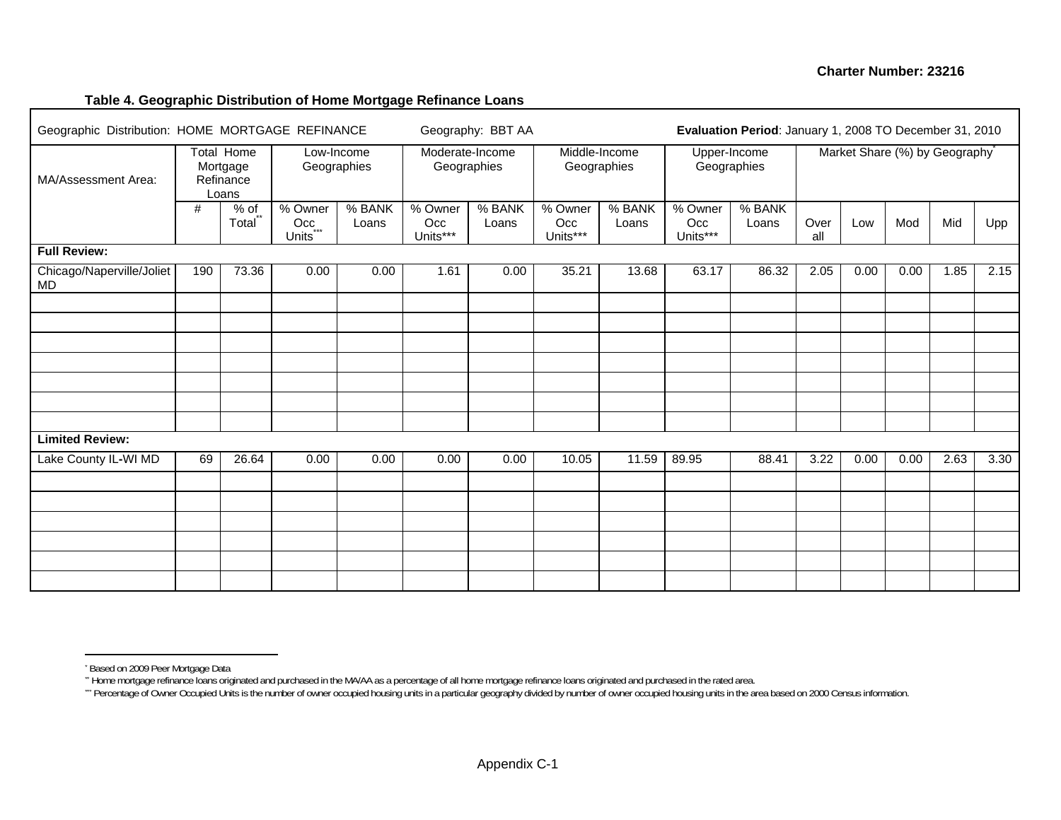Charter Number: 23216

**Table 4. Geographic Distribution of Home Mortgage Refinance Loans**

| Geographic Distribution: HOME MORTGAGE REFINANCE | | | Geography: BBT AA | | | | Evaluation Period: January 1, 2008 TO December 31, 2010 | | | | | | | | |
|---|---|---|---|---|---|---|---|---|---|---|---|---|---|---|---|
| MA/Assessment Area: | Total Home Mortgage Refinance Loans | | Low-Income Geographies | | Moderate-Income Geographies | | Middle-Income Geographies | | Upper-Income Geographies | | Market Share (%) by Geography[*] | | | | |
| | # | % of Total[**] | % Owner Occ Units[***] | % BANK Loans | % Owner Occ Units*** | % BANK Loans | % Owner Occ Units*** | % BANK Loans | % Owner Occ Units*** | % BANK Loans | Overall | Low | Mod | Mid | Upp |
| **Full Review:** | | | | | | | | | | | | | | | |
| Chicago/Naperville/Joliet MD | 190 | 73.36 | 0.00 | 0.00 | 1.61 | 0.00 | 35.21 | 13.68 | 63.17 | 86.32 | 2.05 | 0.00 | 0.00 | 1.85 | 2.15 |
| **Limited Review:** | | | | | | | | | | | | | | | |
| Lake County IL-WI MD | 69 | 26.64 | 0.00 | 0.00 | 0.00 | 0.00 | 10.05 | 11.59 | 89.95 | 88.41 | 3.22 | 0.00 | 0.00 | 2.63 | 3.30 |

[*] Based on 2009 Peer Mortgage Data

[**] Home mortgage refinance loans originated and purchased in the MA/AA as a percentage of all home mortgage refinance loans originated and purchased in the rated area.

[***] Percentage of Owner Occupied Units is the number of owner occupied housing units in a particular geography divided by number of owner occupied housing units in the area based on 2000 Census information.

Appendix C-1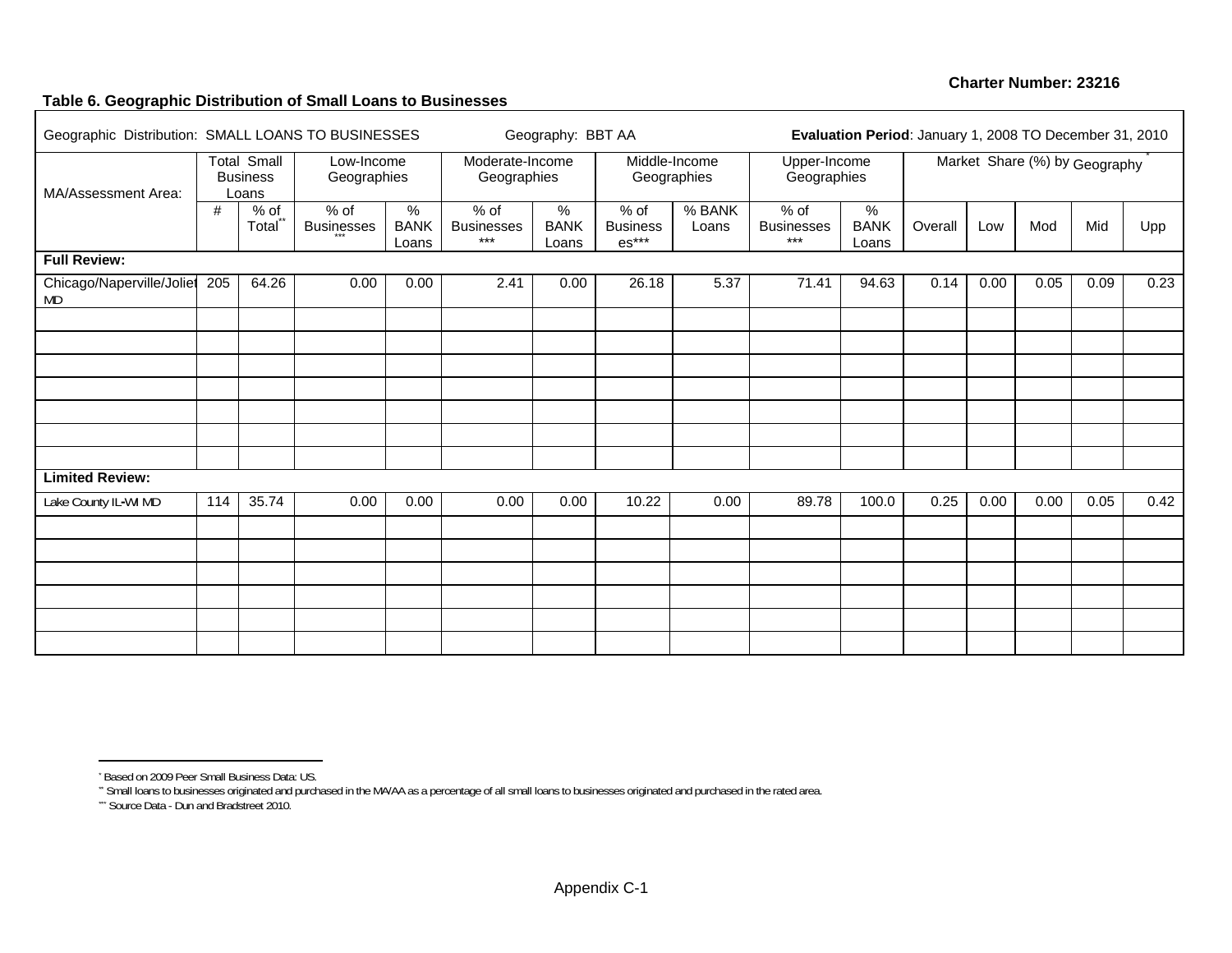**Charter Number: 23216**

**Table 6. Geographic Distribution of Small Loans to Businesses**

| Geographic Distribution: SMALL LOANS TO BUSINESSES | | Geography: BBT AA | | | | | | | | **Evaluation Period**: January 1, 2008 TO December 31, 2010 | | | | | |
|---|---|---|---|---|---|---|---|---|---|---|---|---|---|---|---|
| MA/Assessment Area: | Total Small Business Loans | | Low-Income Geographies | | Moderate-Income Geographies | | Middle-Income Geographies | | Upper-Income Geographies | | Market Share (%) by Geography* | | | | |
| | # | % of Total** | % of Businesses*** | % BANK Loans | % of Businesses*** | % BANK Loans | % of Businesses*** | % BANK Loans | % of Businesses*** | % BANK Loans | Overall | Low | Mod | Mid | Upp |
| **Full Review:** | | | | | | | | | | | | | | | |
| Chicago/Naperville/Joliet MD | 205 | 64.26 | 0.00 | 0.00 | 2.41 | 0.00 | 26.18 | 5.37 | 71.41 | 94.63 | 0.14 | 0.00 | 0.05 | 0.09 | 0.23 |
| **Limited Review:** | | | | | | | | | | | | | | | |
| Lake County IL-WI MD | 114 | 35.74 | 0.00 | 0.00 | 0.00 | 0.00 | 10.22 | 0.00 | 89.78 | 100.0 | 0.25 | 0.00 | 0.00 | 0.05 | 0.42 |

\* Based on 2009 Peer Small Business Data: US.

\** Small loans to businesses originated and purchased in the MA/AA as a percentage of all small loans to businesses originated and purchased in the rated area.

\*** Source Data - Dun and Bradstreet 2010.

Appendix C-1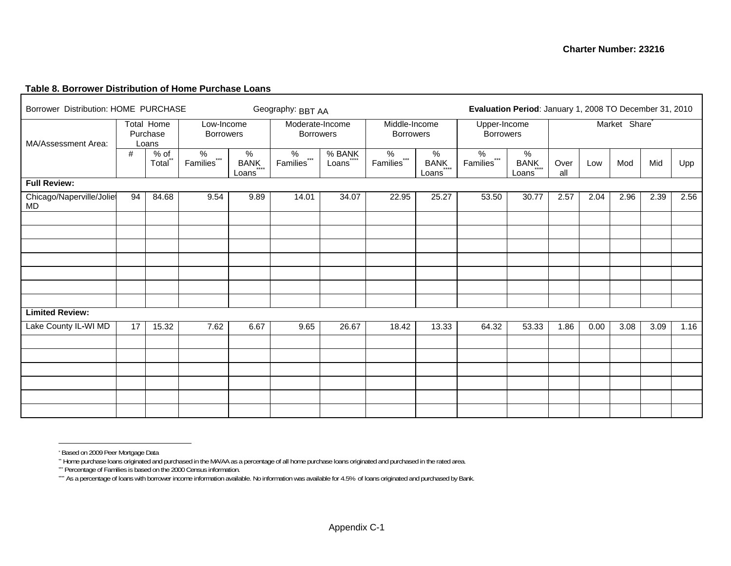**Charter Number: 23216**

**Table 8. Borrower Distribution of Home Purchase Loans**

| Borrower Distribution: HOME PURCHASE | | | Geography: BBT AA | | | | | | **Evaluation Period**: January 1, 2008 TO December 31, 2010 | | | | | | |
|---|---|---|---|---|---|---|---|---|---|---|---|---|---|---|---|
| MA/Assessment Area: | Total Home Purchase Loans | | Low-Income Borrowers | | Moderate-Income Borrowers | | Middle-Income Borrowers | | Upper-Income Borrowers | | Market Share* | | | | |
| | # | % of Total** | % Families*** | % BANK Loans**** | % Families*** | % BANK Loans**** | % Families*** | % BANK Loans**** | % Families*** | % BANK Loans**** | Over all | Low | Mod | Mid | Upp |
| **Full Review:** | | | | | | | | | | | | | | | |
| Chicago/Naperville/Joliet MD | 94 | 84.68 | 9.54 | 9.89 | 14.01 | 34.07 | 22.95 | 25.27 | 53.50 | 30.77 | 2.57 | 2.04 | 2.96 | 2.39 | 2.56 |
| **Limited Review:** | | | | | | | | | | | | | | | |
| Lake County IL-WI MD | 17 | 15.32 | 7.62 | 6.67 | 9.65 | 26.67 | 18.42 | 13.33 | 64.32 | 53.33 | 1.86 | 0.00 | 3.08 | 3.09 | 1.16 |

* Based on 2009 Peer Mortgage Data

** Home purchase loans originated and purchased in the MA/AA as a percentage of all home purchase loans originated and purchased in the rated area.

*** Percentage of Families is based on the 2000 Census information.

**** As a percentage of loans with borrower income information available. No information was available for 4.5% of loans originated and purchased by Bank.

Appendix C-1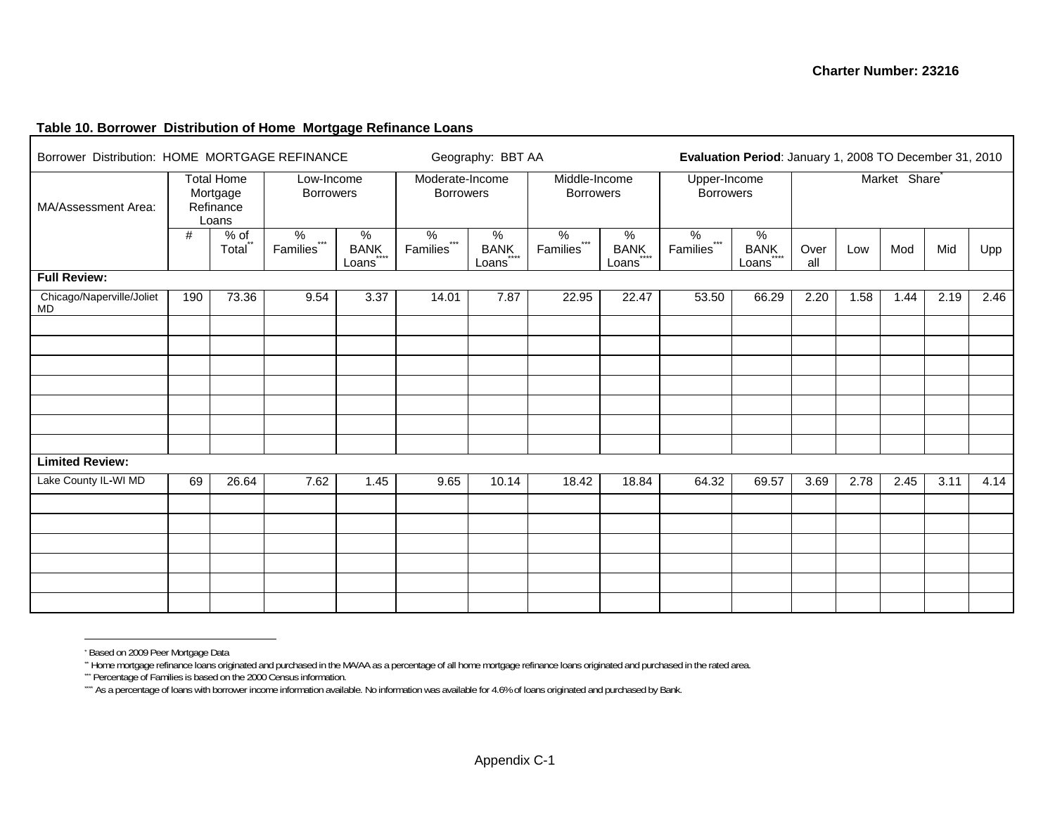**Charter Number: 23216**

**Table 10. Borrower Distribution of Home Mortgage Refinance Loans**

| Borrower Distribution: HOME MORTGAGE REFINANCE | | | Geography: BBT AA | | | | **Evaluation Period**: January 1, 2008 TO December 31, 2010 | | | | | | | | |
|---|---|---|---|---|---|---|---|---|---|---|---|---|---|---|---|
| MA/Assessment Area: | Total Home Mortgage Refinance Loans | | Low-Income Borrowers | | Moderate-Income Borrowers | | Middle-Income Borrowers | | Upper-Income Borrowers | | Market Share* | | | | |
| | # | % of Total** | % Families*** | % BANK Loans**** | % Families*** | % BANK Loans**** | % Families*** | % BANK Loans**** | % Families*** | % BANK Loans**** | Overall | Low | Mod | Mid | Upp |
| **Full Review:** | | | | | | | | | | | | | | | |
| Chicago/Naperville/Joliet MD | 190 | 73.36 | 9.54 | 3.37 | 14.01 | 7.87 | 22.95 | 22.47 | 53.50 | 66.29 | 2.20 | 1.58 | 1.44 | 2.19 | 2.46 |
| **Limited Review:** | | | | | | | | | | | | | | | |
| Lake County IL-WI MD | 69 | 26.64 | 7.62 | 1.45 | 9.65 | 10.14 | 18.42 | 18.84 | 64.32 | 69.57 | 3.69 | 2.78 | 2.45 | 3.11 | 4.14 |

\* Based on 2009 Peer Mortgage Data

\*\* Home mortgage refinance loans originated and purchased in the MA/AA as a percentage of all home mortgage refinance loans originated and purchased in the rated area.

\*\*\* Percentage of Families is based on the 2000 Census information.

\*\*\*\* As a percentage of loans with borrower income information available. No information was available for 4.6% of loans originated and purchased by Bank.

Appendix C-1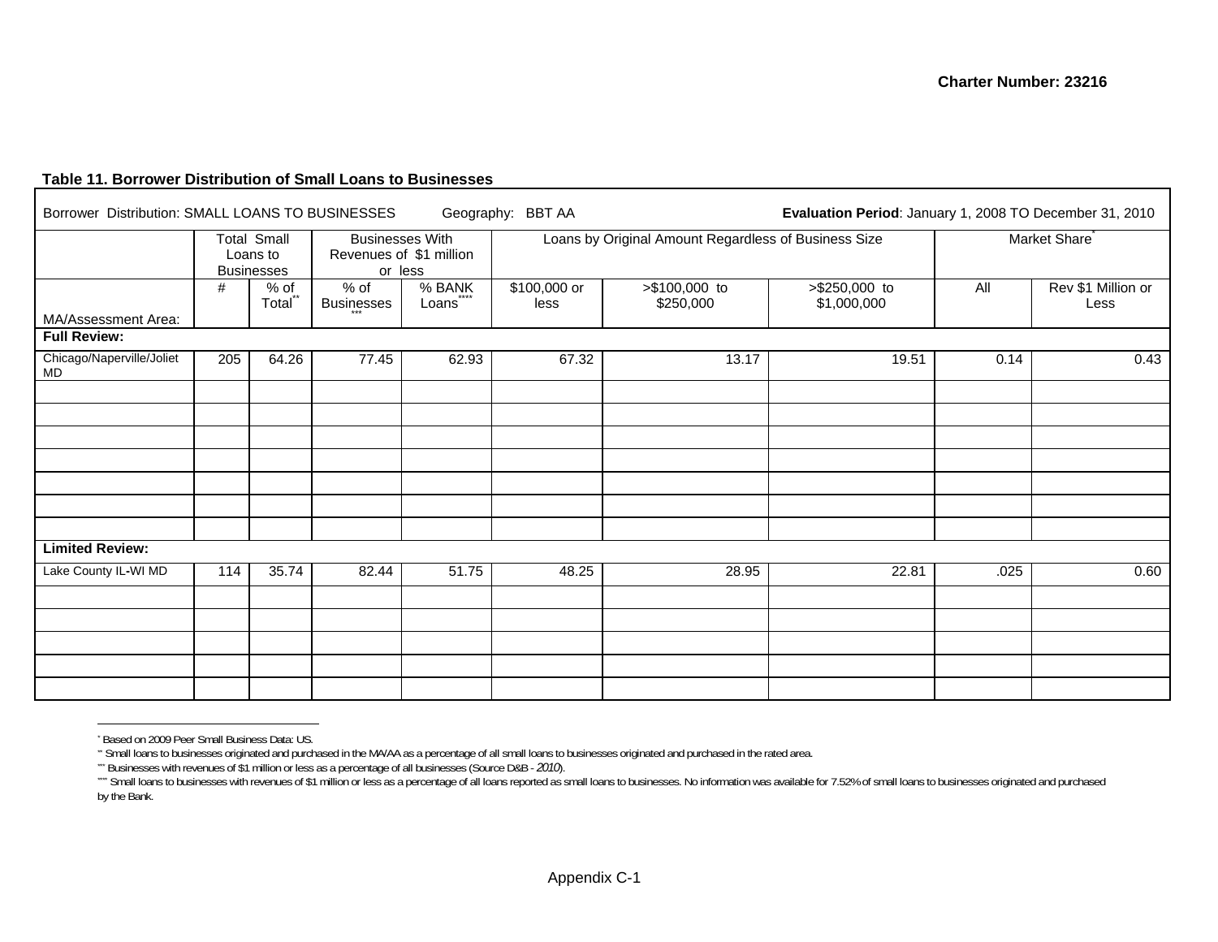**Table 11. Borrower Distribution of Small Loans to Businesses**

| Borrower Distribution: SMALL LOANS TO BUSINESSES | | | Geography: BBT AA | | | | Evaluation Period: January 1, 2008 TO December 31, 2010 | | |
|---|---|---|---|---|---|---|---|---|---|
| | Total Small Loans to Businesses | | Businesses With Revenues of $1 million or less | | Loans by Original Amount Regardless of Business Size | | | Market Share* | |
| MA/Assessment Area: | # | % of Total** | % of Businesses*** | % BANK Loans**** | $100,000 or less | >$100,000 to $250,000 | >$250,000 to $1,000,000 | All | Rev $1 Million or Less |
| **Full Review:** | | | | | | | | | |
| Chicago/Naperville/Joliet MD | 205 | 64.26 | 77.45 | 62.93 | 67.32 | 13.17 | 19.51 | 0.14 | 0.43 |
| | | | | | | | | | |
| | | | | | | | | | |
| | | | | | | | | | |
| | | | | | | | | | |
| | | | | | | | | | |
| | | | | | | | | | |
| | | | | | | | | | |
| **Limited Review:** | | | | | | | | | |
| Lake County IL-WI MD | 114 | 35.74 | 82.44 | 51.75 | 48.25 | 28.95 | 22.81 | .025 | 0.60 |
| | | | | | | | | | |
| | | | | | | | | | |
| | | | | | | | | | |
| | | | | | | | | | |
| | | | | | | | | | |

* Based on 2009 Peer Small Business Data: US.

** Small loans to businesses originated and purchased in the MA/AA as a percentage of all small loans to businesses originated and purchased in the rated area.

*** Businesses with revenues of $1 million or less as a percentage of all businesses (Source D&B - *2010*).

**** Small loans to businesses with revenues of $1 million or less as a percentage of all loans reported as small loans to businesses. No information was available for 7.52% of small loans to businesses originated and purchased by the Bank.

Appendix C-1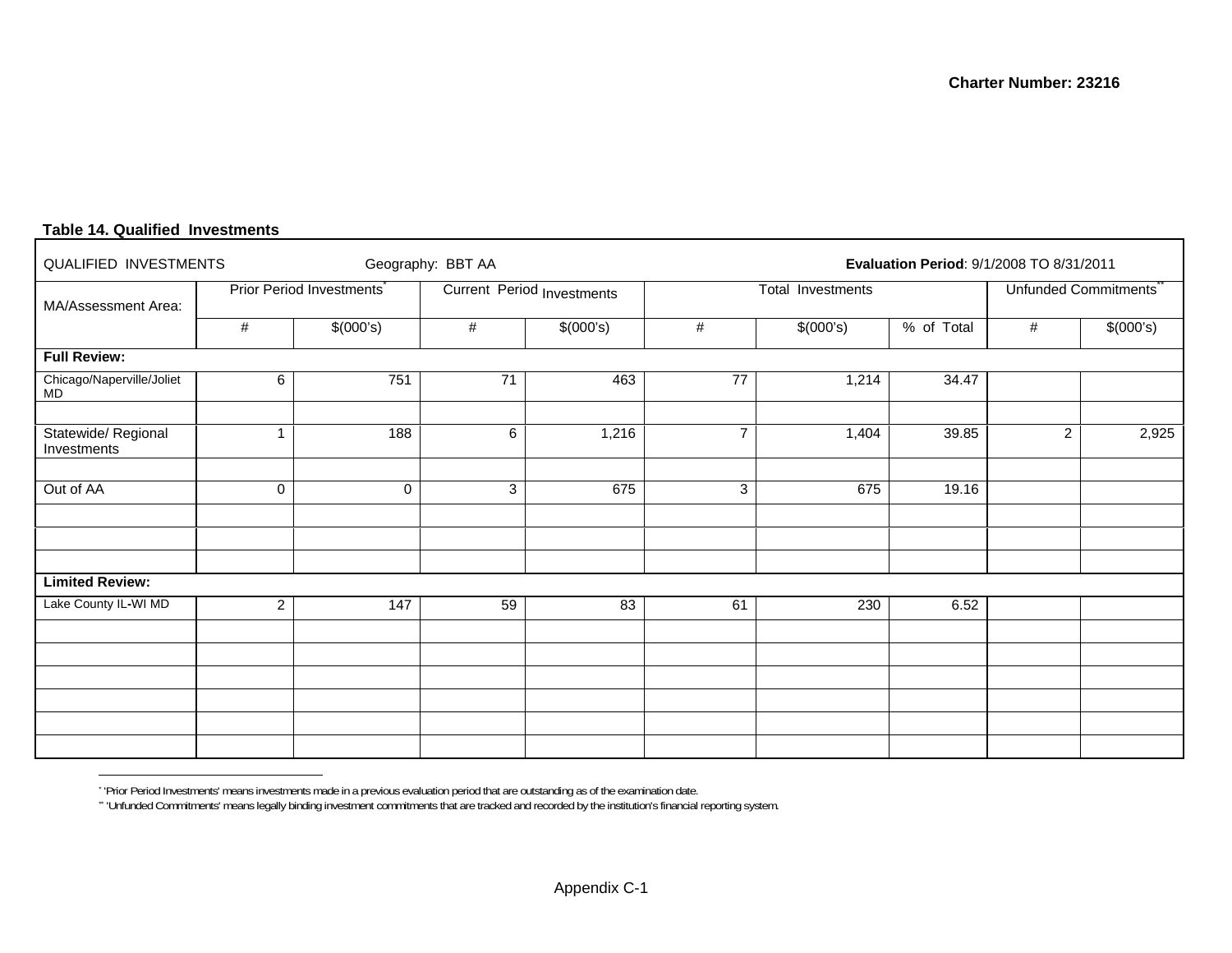**Charter Number: 23216**

**Table 14. Qualified Investments**

| QUALIFIED INVESTMENTS | Geography: BBT AA | | | | | | **Evaluation Period**: 9/1/2008 TO 8/31/2011 | | |
|---|---|---|---|---|---|---|---|---|---|
| MA/Assessment Area: | Prior Period Investments* | | Current Period Investments | | Total Investments | | | Unfunded Commitments** | |
| | # | $(000's) | # | $(000's) | # | $(000's) | % of Total | # | $(000's) |
| **Full Review:** | | | | | | | | | |
| Chicago/Naperville/Joliet MD | 6 | 751 | 71 | 463 | 77 | 1,214 | 34.47 | | |
| | | | | | | | | | |
| Statewide/ Regional Investments | 1 | 188 | 6 | 1,216 | 7 | 1,404 | 39.85 | 2 | 2,925 |
| | | | | | | | | | |
| Out of AA | 0 | 0 | 3 | 675 | 3 | 675 | 19.16 | | |
| | | | | | | | | | |
| | | | | | | | | | |
| | | | | | | | | | |
| **Limited Review:** | | | | | | | | | |
| Lake County IL-WI MD | 2 | 147 | 59 | 83 | 61 | 230 | 6.52 | | |
| | | | | | | | | | |
| | | | | | | | | | |
| | | | | | | | | | |
| | | | | | | | | | |
| | | | | | | | | | |
| | | | | | | | | | |

* 'Prior Period Investments' means investments made in a previous evaluation period that are outstanding as of the examination date.

** 'Unfunded Commitments' means legally binding investment commitments that are tracked and recorded by the institution's financial reporting system.

Appendix C-1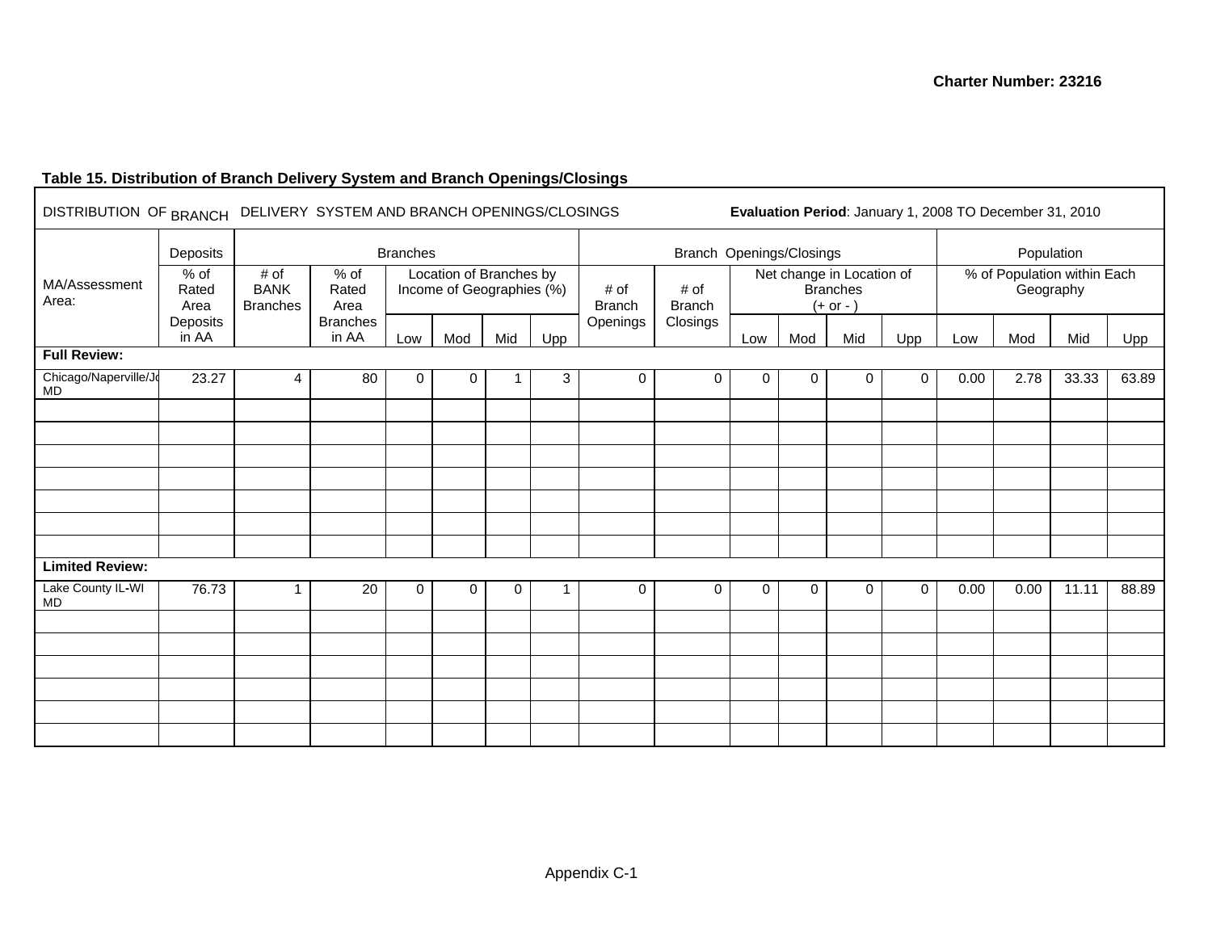**Charter Number: 23216**

**Table 15. Distribution of Branch Delivery System and Branch Openings/Closings**

DISTRIBUTION OF BRANCH DELIVERY SYSTEM AND BRANCH OPENINGS/CLOSINGS **Evaluation Period**: January 1, 2008 TO December 31, 2010

| MA/Assessment Area: | Deposits | Branches | | | | | | Branch Openings/Closings | | | | | | Population | | | |
|---|---|---|---|---|---|---|---|---|---|---|---|---|---|---|---|---|---|
| | % of Rated Area Deposits in AA | # of BANK Branches | % of Rated Area Branches in AA | Location of Branches by Income of Geographies (%) | | | | # of Branch Openings | # of Branch Closings | Net change in Location of Branches (+ or - ) | | | | % of Population within Each Geography | | | |
| | | | | Low | Mod | Mid | Upp | | | Low | Mod | Mid | Upp | Low | Mod | Mid | Upp |
| **Full Review:** | | | | | | | | | | | | | | | | | |
| Chicago/Naperville/Jo MD | 23.27 | 4 | 80 | 0 | 0 | 1 | 3 | 0 | 0 | 0 | 0 | 0 | 0 | 0.00 | 2.78 | 33.33 | 63.89 |
| **Limited Review:** | | | | | | | | | | | | | | | | | |
| Lake County IL-WI MD | 76.73 | 1 | 20 | 0 | 0 | 0 | 1 | 0 | 0 | 0 | 0 | 0 | 0 | 0.00 | 0.00 | 11.11 | 88.89 |

Appendix C-1